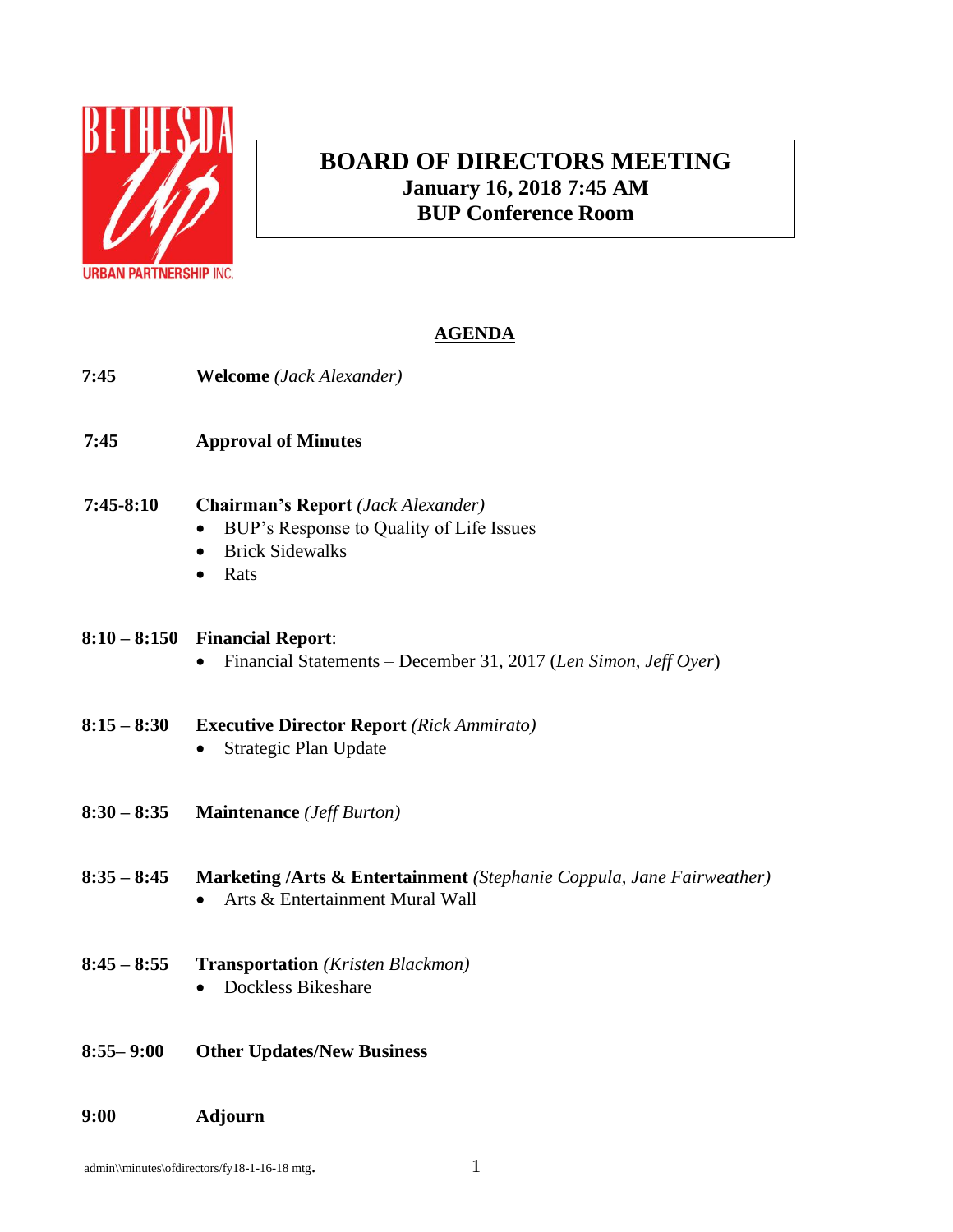BETHESDA Up
URBAN PARTNERSHIP INC.

# BOARD OF DIRECTORS MEETING
**January 16, 2018 7:45 AM**
**BUP Conference Room**

## AGENDA

**7:45** **Welcome** *(Jack Alexander)*

**7:45** **Approval of Minutes**

**7:45-8:10** **Chairman's Report** *(Jack Alexander)*
- BUP's Response to Quality of Life Issues
- Brick Sidewalks
- Rats

**8:10 – 8:150** **Financial Report**:
- Financial Statements – December 31, 2017 (*Len Simon, Jeff Oyer*)

**8:15 – 8:30** **Executive Director Report** *(Rick Ammirato)*
- Strategic Plan Update

**8:30 – 8:35** **Maintenance** *(Jeff Burton)*

**8:35 – 8:45** **Marketing /Arts & Entertainment** *(Stephanie Coppula, Jane Fairweather)*
- Arts & Entertainment Mural Wall

**8:45 – 8:55** **Transportation** *(Kristen Blackmon)*
- Dockless Bikeshare

**8:55– 9:00** **Other Updates/New Business**

**9:00** **Adjourn**

admin\\minutes\ofdirectors/fy18-1-16-18 mtg.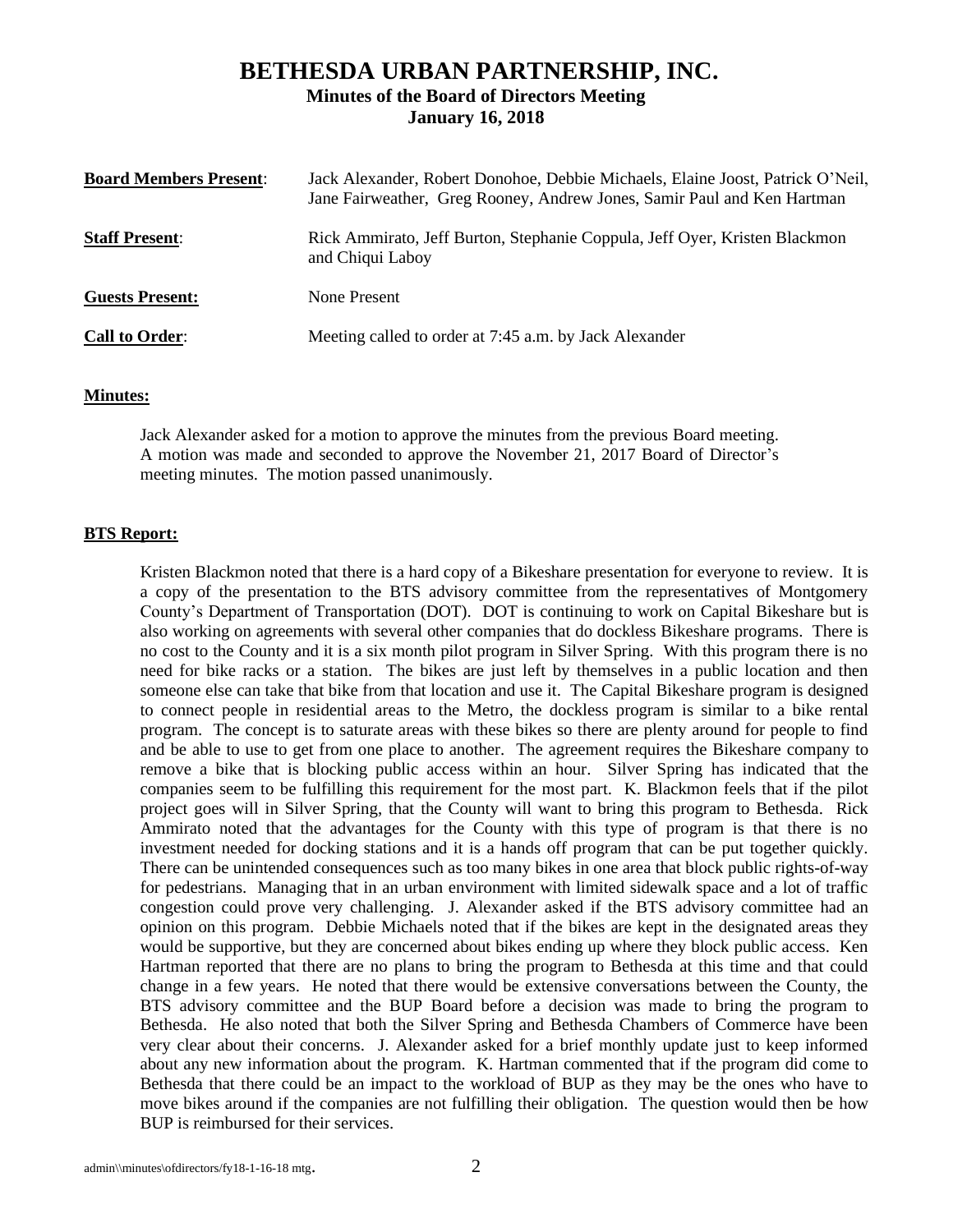# BETHESDA URBAN PARTNERSHIP, INC.

**Minutes of the Board of Directors Meeting**
**January 16, 2018**

| | |
|---|---|
| **Board Members Present**: | Jack Alexander, Robert Donohoe, Debbie Michaels, Elaine Joost, Patrick O'Neil, Jane Fairweather, Greg Rooney, Andrew Jones, Samir Paul and Ken Hartman |
| **Staff Present**: | Rick Ammirato, Jeff Burton, Stephanie Coppula, Jeff Oyer, Kristen Blackmon and Chiqui Laboy |
| **Guests Present:** | None Present |
| **Call to Order**: | Meeting called to order at 7:45 a.m. by Jack Alexander |

**Minutes:**

Jack Alexander asked for a motion to approve the minutes from the previous Board meeting. A motion was made and seconded to approve the November 21, 2017 Board of Director's meeting minutes. The motion passed unanimously.

**BTS Report:**

Kristen Blackmon noted that there is a hard copy of a Bikeshare presentation for everyone to review. It is a copy of the presentation to the BTS advisory committee from the representatives of Montgomery County's Department of Transportation (DOT). DOT is continuing to work on Capital Bikeshare but is also working on agreements with several other companies that do dockless Bikeshare programs. There is no cost to the County and it is a six month pilot program in Silver Spring. With this program there is no need for bike racks or a station. The bikes are just left by themselves in a public location and then someone else can take that bike from that location and use it. The Capital Bikeshare program is designed to connect people in residential areas to the Metro, the dockless program is similar to a bike rental program. The concept is to saturate areas with these bikes so there are plenty around for people to find and be able to use to get from one place to another. The agreement requires the Bikeshare company to remove a bike that is blocking public access within an hour. Silver Spring has indicated that the companies seem to be fulfilling this requirement for the most part. K. Blackmon feels that if the pilot project goes will in Silver Spring, that the County will want to bring this program to Bethesda. Rick Ammirato noted that the advantages for the County with this type of program is that there is no investment needed for docking stations and it is a hands off program that can be put together quickly. There can be unintended consequences such as too many bikes in one area that block public rights-of-way for pedestrians. Managing that in an urban environment with limited sidewalk space and a lot of traffic congestion could prove very challenging. J. Alexander asked if the BTS advisory committee had an opinion on this program. Debbie Michaels noted that if the bikes are kept in the designated areas they would be supportive, but they are concerned about bikes ending up where they block public access. Ken Hartman reported that there are no plans to bring the program to Bethesda at this time and that could change in a few years. He noted that there would be extensive conversations between the County, the BTS advisory committee and the BUP Board before a decision was made to bring the program to Bethesda. He also noted that both the Silver Spring and Bethesda Chambers of Commerce have been very clear about their concerns. J. Alexander asked for a brief monthly update just to keep informed about any new information about the program. K. Hartman commented that if the program did come to Bethesda that there could be an impact to the workload of BUP as they may be the ones who have to move bikes around if the companies are not fulfilling their obligation. The question would then be how BUP is reimbursed for their services.

admin\\minutes\ofdirectors/fy18-1-16-18 mtg.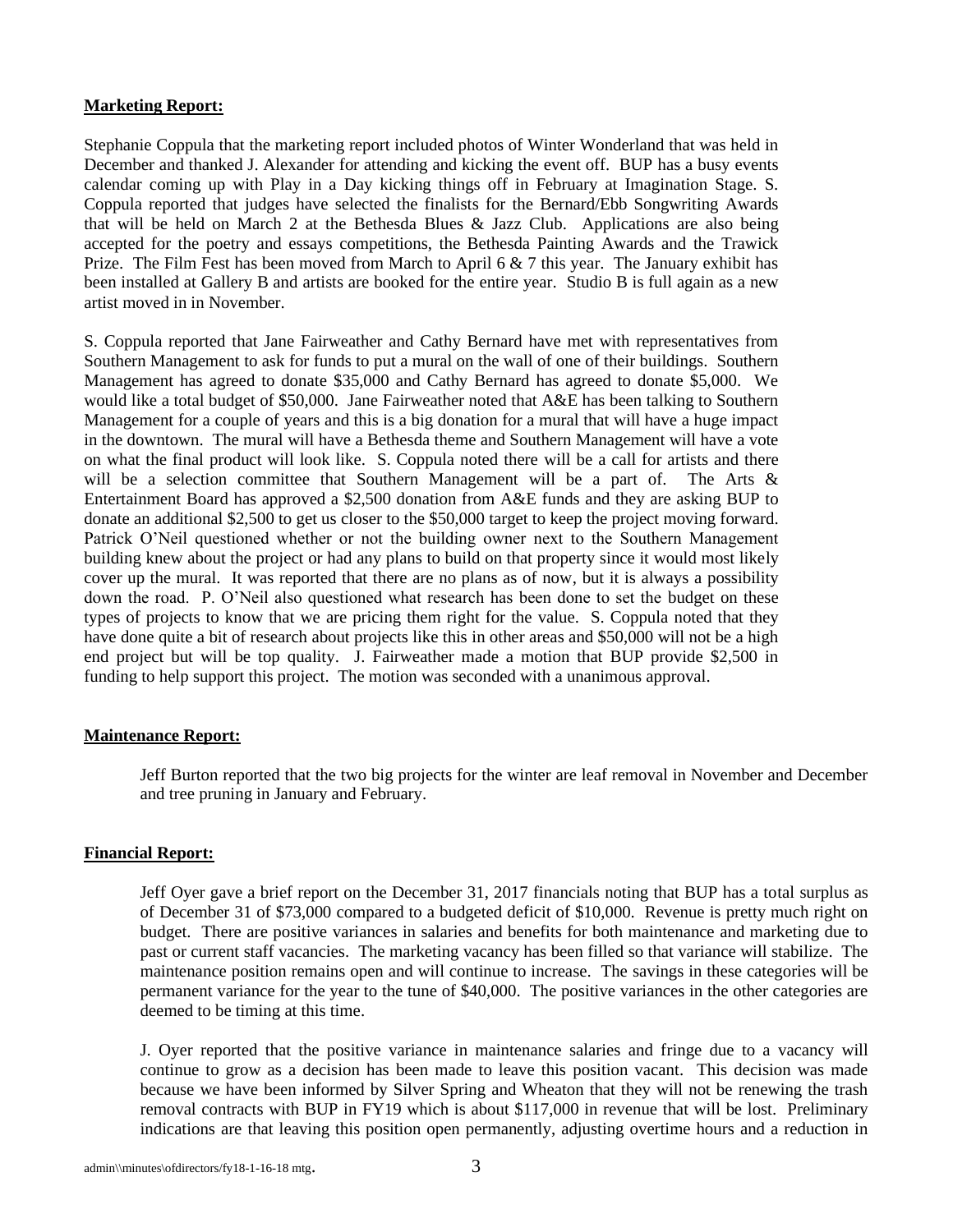**Marketing Report:**

Stephanie Coppula that the marketing report included photos of Winter Wonderland that was held in December and thanked J. Alexander for attending and kicking the event off. BUP has a busy events calendar coming up with Play in a Day kicking things off in February at Imagination Stage. S. Coppula reported that judges have selected the finalists for the Bernard/Ebb Songwriting Awards that will be held on March 2 at the Bethesda Blues & Jazz Club. Applications are also being accepted for the poetry and essays competitions, the Bethesda Painting Awards and the Trawick Prize. The Film Fest has been moved from March to April 6 & 7 this year. The January exhibit has been installed at Gallery B and artists are booked for the entire year. Studio B is full again as a new artist moved in in November.

S. Coppula reported that Jane Fairweather and Cathy Bernard have met with representatives from Southern Management to ask for funds to put a mural on the wall of one of their buildings. Southern Management has agreed to donate $35,000 and Cathy Bernard has agreed to donate $5,000. We would like a total budget of $50,000. Jane Fairweather noted that A&E has been talking to Southern Management for a couple of years and this is a big donation for a mural that will have a huge impact in the downtown. The mural will have a Bethesda theme and Southern Management will have a vote on what the final product will look like. S. Coppula noted there will be a call for artists and there will be a selection committee that Southern Management will be a part of. The Arts & Entertainment Board has approved a $2,500 donation from A&E funds and they are asking BUP to donate an additional $2,500 to get us closer to the $50,000 target to keep the project moving forward. Patrick O'Neil questioned whether or not the building owner next to the Southern Management building knew about the project or had any plans to build on that property since it would most likely cover up the mural. It was reported that there are no plans as of now, but it is always a possibility down the road. P. O'Neil also questioned what research has been done to set the budget on these types of projects to know that we are pricing them right for the value. S. Coppula noted that they have done quite a bit of research about projects like this in other areas and $50,000 will not be a high end project but will be top quality. J. Fairweather made a motion that BUP provide $2,500 in funding to help support this project. The motion was seconded with a unanimous approval.

**Maintenance Report:**

Jeff Burton reported that the two big projects for the winter are leaf removal in November and December and tree pruning in January and February.

**Financial Report:**

Jeff Oyer gave a brief report on the December 31, 2017 financials noting that BUP has a total surplus as of December 31 of $73,000 compared to a budgeted deficit of $10,000. Revenue is pretty much right on budget. There are positive variances in salaries and benefits for both maintenance and marketing due to past or current staff vacancies. The marketing vacancy has been filled so that variance will stabilize. The maintenance position remains open and will continue to increase. The savings in these categories will be permanent variance for the year to the tune of $40,000. The positive variances in the other categories are deemed to be timing at this time.

J. Oyer reported that the positive variance in maintenance salaries and fringe due to a vacancy will continue to grow as a decision has been made to leave this position vacant. This decision was made because we have been informed by Silver Spring and Wheaton that they will not be renewing the trash removal contracts with BUP in FY19 which is about $117,000 in revenue that will be lost. Preliminary indications are that leaving this position open permanently, adjusting overtime hours and a reduction in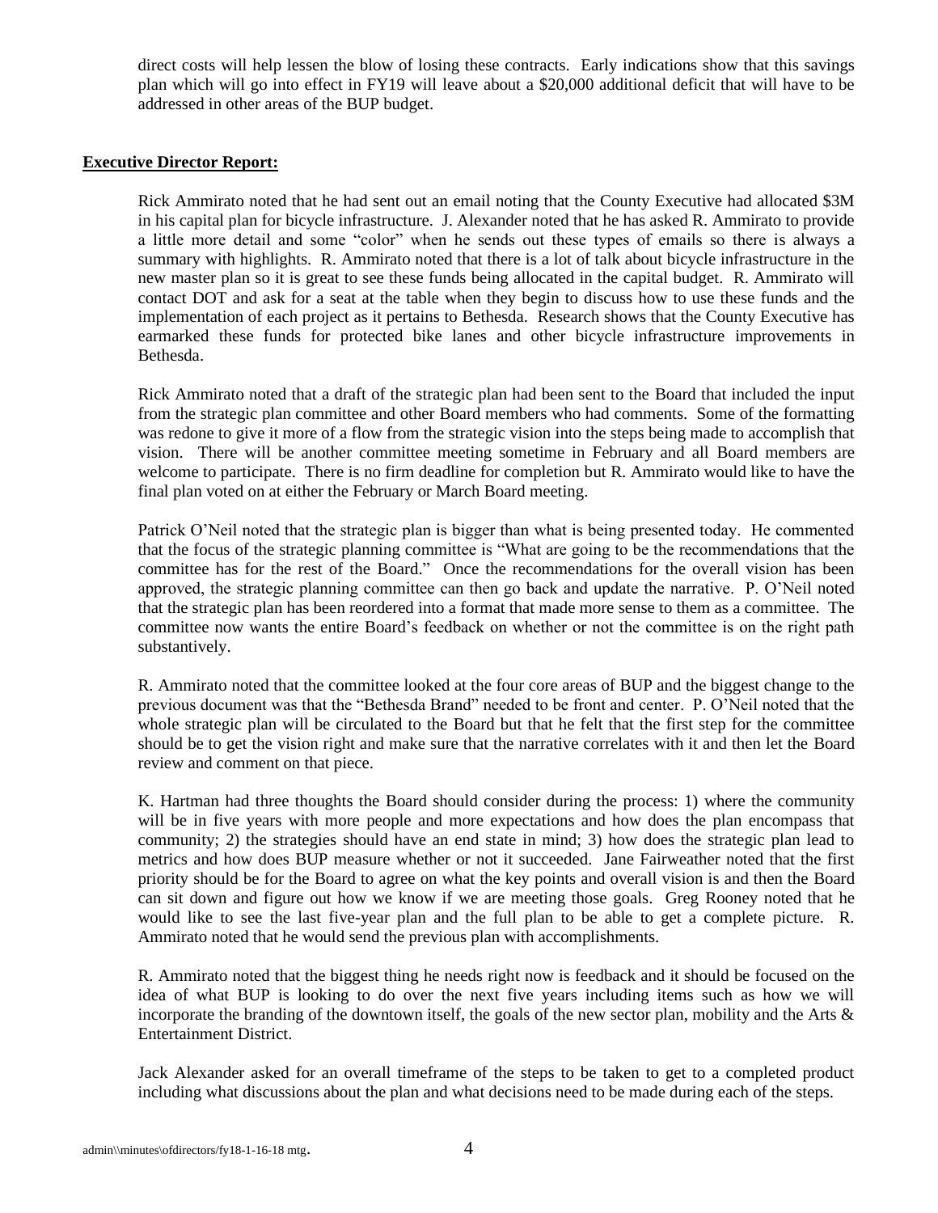direct costs will help lessen the blow of losing these contracts. Early indications show that this savings plan which will go into effect in FY19 will leave about a $20,000 additional deficit that will have to be addressed in other areas of the BUP budget.

**Executive Director Report:**

Rick Ammirato noted that he had sent out an email noting that the County Executive had allocated $3M in his capital plan for bicycle infrastructure. J. Alexander noted that he has asked R. Ammirato to provide a little more detail and some "color" when he sends out these types of emails so there is always a summary with highlights. R. Ammirato noted that there is a lot of talk about bicycle infrastructure in the new master plan so it is great to see these funds being allocated in the capital budget. R. Ammirato will contact DOT and ask for a seat at the table when they begin to discuss how to use these funds and the implementation of each project as it pertains to Bethesda. Research shows that the County Executive has earmarked these funds for protected bike lanes and other bicycle infrastructure improvements in Bethesda.

Rick Ammirato noted that a draft of the strategic plan had been sent to the Board that included the input from the strategic plan committee and other Board members who had comments. Some of the formatting was redone to give it more of a flow from the strategic vision into the steps being made to accomplish that vision. There will be another committee meeting sometime in February and all Board members are welcome to participate. There is no firm deadline for completion but R. Ammirato would like to have the final plan voted on at either the February or March Board meeting.

Patrick O'Neil noted that the strategic plan is bigger than what is being presented today. He commented that the focus of the strategic planning committee is "What are going to be the recommendations that the committee has for the rest of the Board." Once the recommendations for the overall vision has been approved, the strategic planning committee can then go back and update the narrative. P. O'Neil noted that the strategic plan has been reordered into a format that made more sense to them as a committee. The committee now wants the entire Board's feedback on whether or not the committee is on the right path substantively.

R. Ammirato noted that the committee looked at the four core areas of BUP and the biggest change to the previous document was that the "Bethesda Brand" needed to be front and center. P. O'Neil noted that the whole strategic plan will be circulated to the Board but that he felt that the first step for the committee should be to get the vision right and make sure that the narrative correlates with it and then let the Board review and comment on that piece.

K. Hartman had three thoughts the Board should consider during the process: 1) where the community will be in five years with more people and more expectations and how does the plan encompass that community; 2) the strategies should have an end state in mind; 3) how does the strategic plan lead to metrics and how does BUP measure whether or not it succeeded. Jane Fairweather noted that the first priority should be for the Board to agree on what the key points and overall vision is and then the Board can sit down and figure out how we know if we are meeting those goals. Greg Rooney noted that he would like to see the last five-year plan and the full plan to be able to get a complete picture. R. Ammirato noted that he would send the previous plan with accomplishments.

R. Ammirato noted that the biggest thing he needs right now is feedback and it should be focused on the idea of what BUP is looking to do over the next five years including items such as how we will incorporate the branding of the downtown itself, the goals of the new sector plan, mobility and the Arts & Entertainment District.

Jack Alexander asked for an overall timeframe of the steps to be taken to get to a completed product including what discussions about the plan and what decisions need to be made during each of the steps.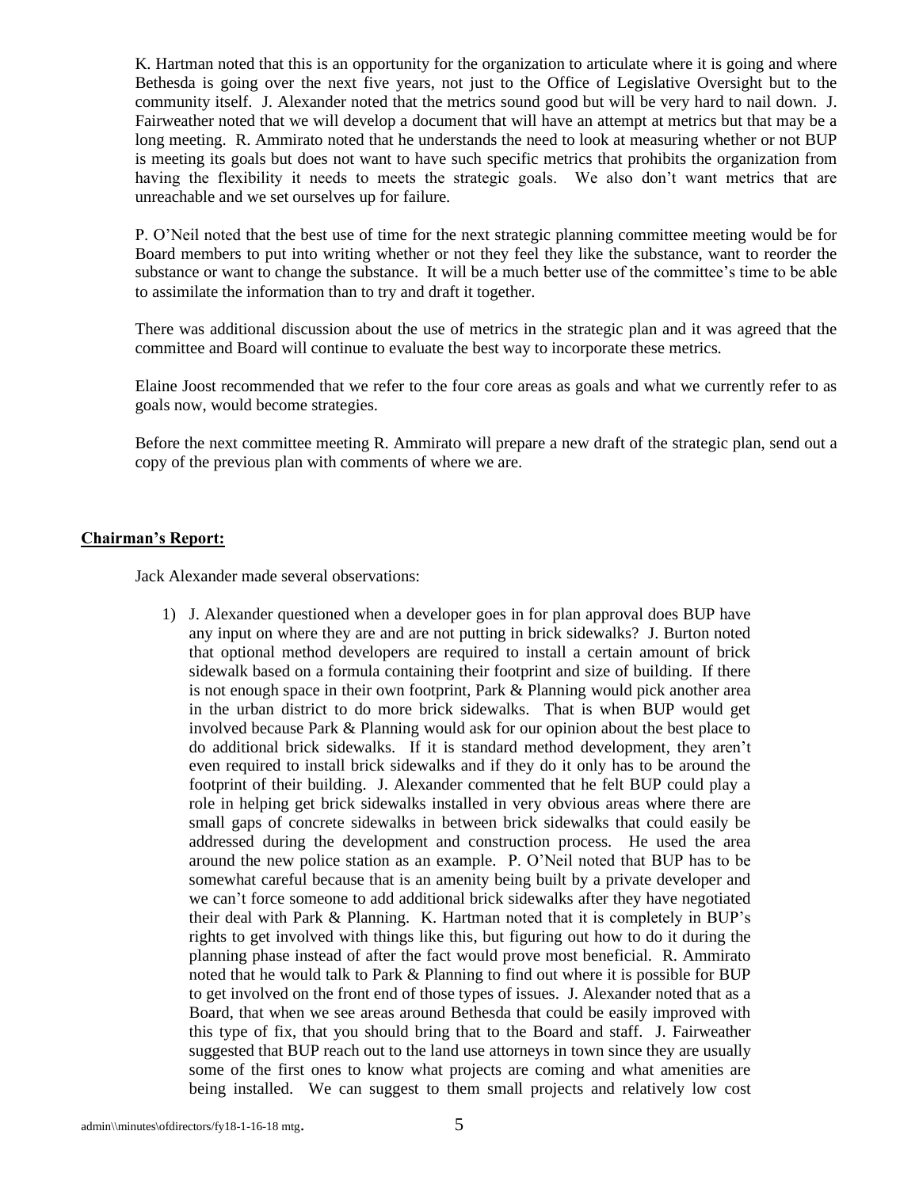K. Hartman noted that this is an opportunity for the organization to articulate where it is going and where Bethesda is going over the next five years, not just to the Office of Legislative Oversight but to the community itself. J. Alexander noted that the metrics sound good but will be very hard to nail down. J. Fairweather noted that we will develop a document that will have an attempt at metrics but that may be a long meeting. R. Ammirato noted that he understands the need to look at measuring whether or not BUP is meeting its goals but does not want to have such specific metrics that prohibits the organization from having the flexibility it needs to meets the strategic goals. We also don't want metrics that are unreachable and we set ourselves up for failure.

P. O'Neil noted that the best use of time for the next strategic planning committee meeting would be for Board members to put into writing whether or not they feel they like the substance, want to reorder the substance or want to change the substance. It will be a much better use of the committee's time to be able to assimilate the information than to try and draft it together.

There was additional discussion about the use of metrics in the strategic plan and it was agreed that the committee and Board will continue to evaluate the best way to incorporate these metrics.

Elaine Joost recommended that we refer to the four core areas as goals and what we currently refer to as goals now, would become strategies.

Before the next committee meeting R. Ammirato will prepare a new draft of the strategic plan, send out a copy of the previous plan with comments of where we are.

**Chairman's Report:**

Jack Alexander made several observations:

1) J. Alexander questioned when a developer goes in for plan approval does BUP have any input on where they are and are not putting in brick sidewalks? J. Burton noted that optional method developers are required to install a certain amount of brick sidewalk based on a formula containing their footprint and size of building. If there is not enough space in their own footprint, Park & Planning would pick another area in the urban district to do more brick sidewalks. That is when BUP would get involved because Park & Planning would ask for our opinion about the best place to do additional brick sidewalks. If it is standard method development, they aren't even required to install brick sidewalks and if they do it only has to be around the footprint of their building. J. Alexander commented that he felt BUP could play a role in helping get brick sidewalks installed in very obvious areas where there are small gaps of concrete sidewalks in between brick sidewalks that could easily be addressed during the development and construction process. He used the area around the new police station as an example. P. O'Neil noted that BUP has to be somewhat careful because that is an amenity being built by a private developer and we can't force someone to add additional brick sidewalks after they have negotiated their deal with Park & Planning. K. Hartman noted that it is completely in BUP's rights to get involved with things like this, but figuring out how to do it during the planning phase instead of after the fact would prove most beneficial. R. Ammirato noted that he would talk to Park & Planning to find out where it is possible for BUP to get involved on the front end of those types of issues. J. Alexander noted that as a Board, that when we see areas around Bethesda that could be easily improved with this type of fix, that you should bring that to the Board and staff. J. Fairweather suggested that BUP reach out to the land use attorneys in town since they are usually some of the first ones to know what projects are coming and what amenities are being installed. We can suggest to them small projects and relatively low cost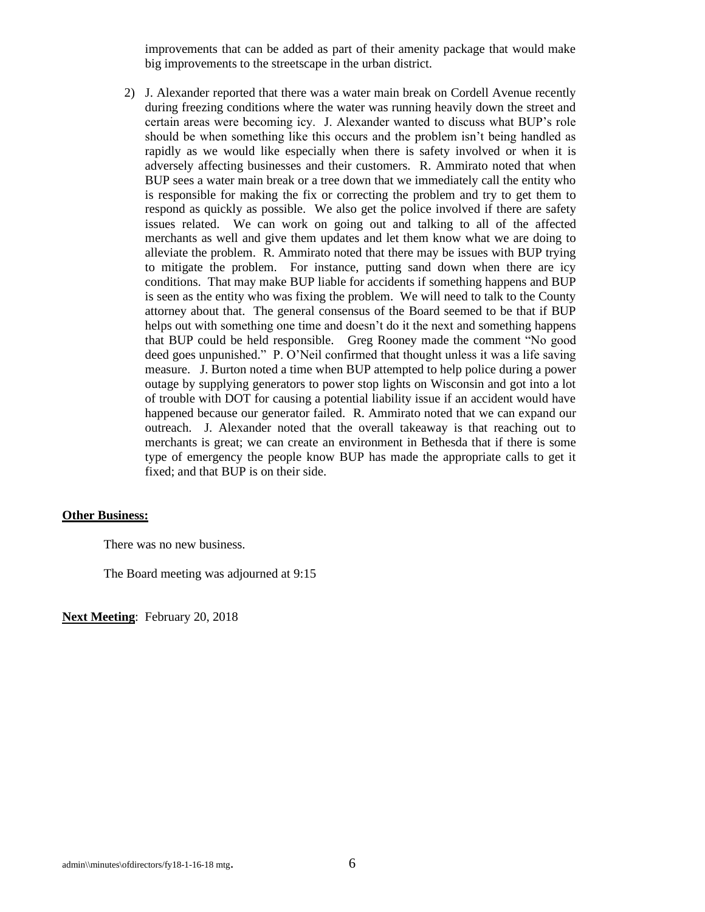improvements that can be added as part of their amenity package that would make big improvements to the streetscape in the urban district.

2) J. Alexander reported that there was a water main break on Cordell Avenue recently during freezing conditions where the water was running heavily down the street and certain areas were becoming icy. J. Alexander wanted to discuss what BUP's role should be when something like this occurs and the problem isn't being handled as rapidly as we would like especially when there is safety involved or when it is adversely affecting businesses and their customers. R. Ammirato noted that when BUP sees a water main break or a tree down that we immediately call the entity who is responsible for making the fix or correcting the problem and try to get them to respond as quickly as possible. We also get the police involved if there are safety issues related. We can work on going out and talking to all of the affected merchants as well and give them updates and let them know what we are doing to alleviate the problem. R. Ammirato noted that there may be issues with BUP trying to mitigate the problem. For instance, putting sand down when there are icy conditions. That may make BUP liable for accidents if something happens and BUP is seen as the entity who was fixing the problem. We will need to talk to the County attorney about that. The general consensus of the Board seemed to be that if BUP helps out with something one time and doesn't do it the next and something happens that BUP could be held responsible. Greg Rooney made the comment "No good deed goes unpunished." P. O'Neil confirmed that thought unless it was a life saving measure. J. Burton noted a time when BUP attempted to help police during a power outage by supplying generators to power stop lights on Wisconsin and got into a lot of trouble with DOT for causing a potential liability issue if an accident would have happened because our generator failed. R. Ammirato noted that we can expand our outreach. J. Alexander noted that the overall takeaway is that reaching out to merchants is great; we can create an environment in Bethesda that if there is some type of emergency the people know BUP has made the appropriate calls to get it fixed; and that BUP is on their side.

**Other Business:**

There was no new business.

The Board meeting was adjourned at 9:15

**Next Meeting**: February 20, 2018

admin\\minutes\ofdirectors/fy18-1-16-18 mtg.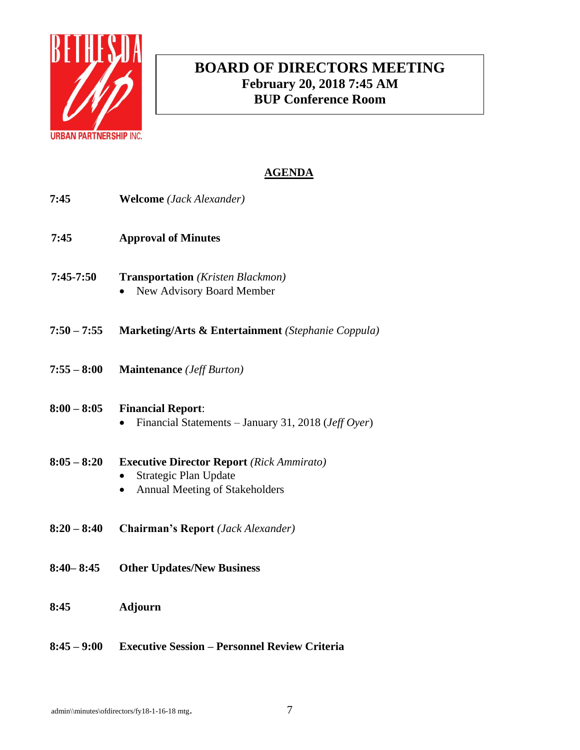BETHESDA Up URBAN PARTNERSHIP INC.

# BOARD OF DIRECTORS MEETING
**February 20, 2018 7:45 AM**
**BUP Conference Room**

## AGENDA

**7:45** **Welcome** *(Jack Alexander)*

**7:45** **Approval of Minutes**

**7:45-7:50** **Transportation** *(Kristen Blackmon)*
- New Advisory Board Member

**7:50 – 7:55** **Marketing/Arts & Entertainment** *(Stephanie Coppula)*

**7:55 – 8:00** **Maintenance** *(Jeff Burton)*

**8:00 – 8:05** **Financial Report**:
- Financial Statements – January 31, 2018 (*Jeff Oyer*)

**8:05 – 8:20** **Executive Director Report** *(Rick Ammirato)*
- Strategic Plan Update
- Annual Meeting of Stakeholders

**8:20 – 8:40** **Chairman's Report** *(Jack Alexander)*

**8:40– 8:45** **Other Updates/New Business**

**8:45** **Adjourn**

**8:45 – 9:00** **Executive Session – Personnel Review Criteria**

admin\\minutes\ofdirectors/fy18-1-16-18 mtg.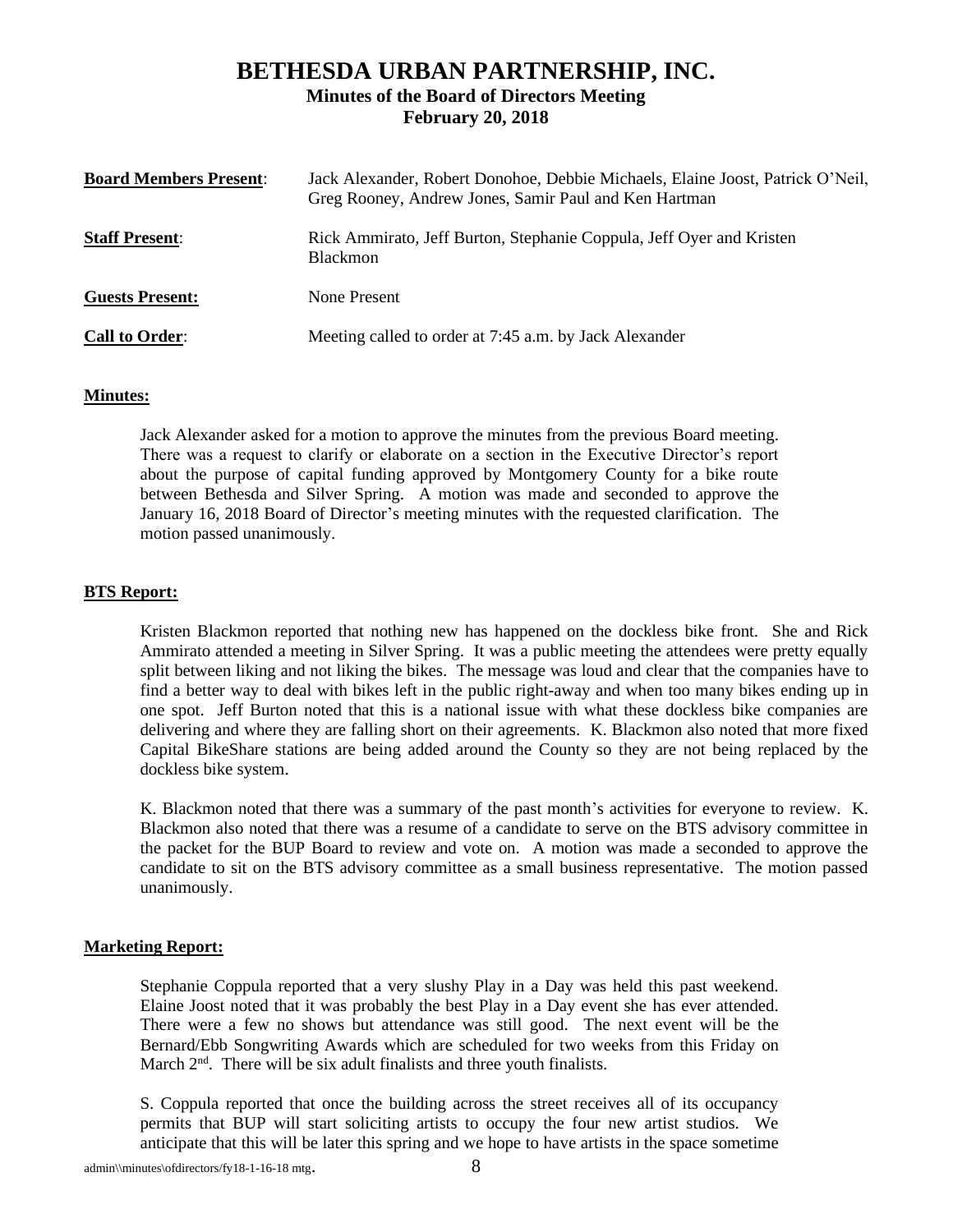# BETHESDA URBAN PARTNERSHIP, INC.

**Minutes of the Board of Directors Meeting**
**February 20, 2018**

| | |
|---|---|
| **Board Members Present**: | Jack Alexander, Robert Donohoe, Debbie Michaels, Elaine Joost, Patrick O'Neil, Greg Rooney, Andrew Jones, Samir Paul and Ken Hartman |
| **Staff Present**: | Rick Ammirato, Jeff Burton, Stephanie Coppula, Jeff Oyer and Kristen Blackmon |
| **Guests Present:** | None Present |
| **Call to Order**: | Meeting called to order at 7:45 a.m. by Jack Alexander |

**Minutes:**

Jack Alexander asked for a motion to approve the minutes from the previous Board meeting. There was a request to clarify or elaborate on a section in the Executive Director's report about the purpose of capital funding approved by Montgomery County for a bike route between Bethesda and Silver Spring. A motion was made and seconded to approve the January 16, 2018 Board of Director's meeting minutes with the requested clarification. The motion passed unanimously.

**BTS Report:**

Kristen Blackmon reported that nothing new has happened on the dockless bike front. She and Rick Ammirato attended a meeting in Silver Spring. It was a public meeting the attendees were pretty equally split between liking and not liking the bikes. The message was loud and clear that the companies have to find a better way to deal with bikes left in the public right-away and when too many bikes ending up in one spot. Jeff Burton noted that this is a national issue with what these dockless bike companies are delivering and where they are falling short on their agreements. K. Blackmon also noted that more fixed Capital BikeShare stations are being added around the County so they are not being replaced by the dockless bike system.

K. Blackmon noted that there was a summary of the past month's activities for everyone to review. K. Blackmon also noted that there was a resume of a candidate to serve on the BTS advisory committee in the packet for the BUP Board to review and vote on. A motion was made a seconded to approve the candidate to sit on the BTS advisory committee as a small business representative. The motion passed unanimously.

**Marketing Report:**

Stephanie Coppula reported that a very slushy Play in a Day was held this past weekend. Elaine Joost noted that it was probably the best Play in a Day event she has ever attended. There were a few no shows but attendance was still good. The next event will be the Bernard/Ebb Songwriting Awards which are scheduled for two weeks from this Friday on March 2nd. There will be six adult finalists and three youth finalists.

S. Coppula reported that once the building across the street receives all of its occupancy permits that BUP will start soliciting artists to occupy the four new artist studios. We anticipate that this will be later this spring and we hope to have artists in the space sometime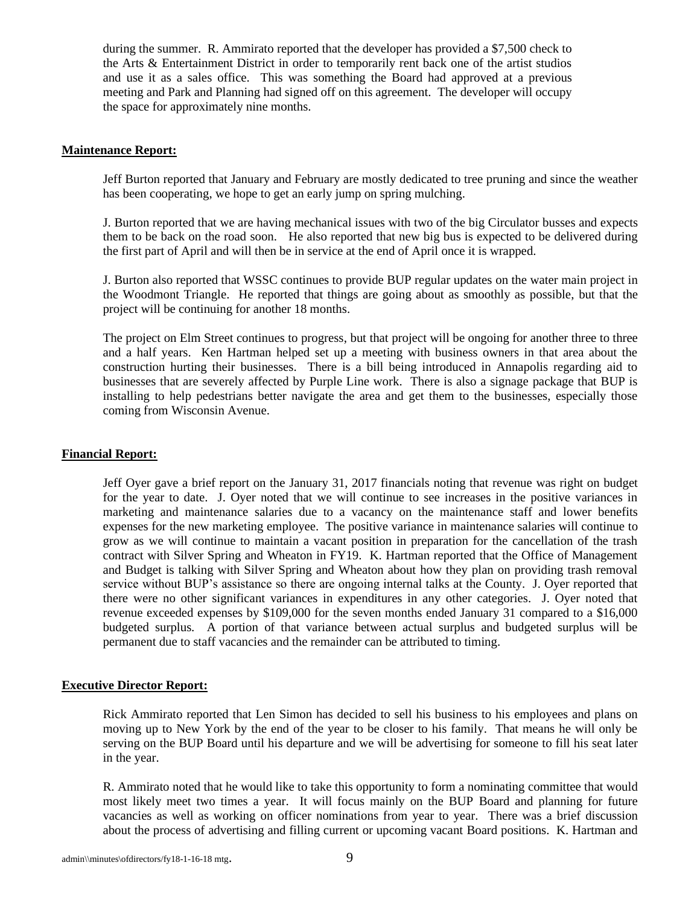during the summer. R. Ammirato reported that the developer has provided a $7,500 check to the Arts & Entertainment District in order to temporarily rent back one of the artist studios and use it as a sales office. This was something the Board had approved at a previous meeting and Park and Planning had signed off on this agreement. The developer will occupy the space for approximately nine months.

**Maintenance Report:**

Jeff Burton reported that January and February are mostly dedicated to tree pruning and since the weather has been cooperating, we hope to get an early jump on spring mulching.

J. Burton reported that we are having mechanical issues with two of the big Circulator busses and expects them to be back on the road soon. He also reported that new big bus is expected to be delivered during the first part of April and will then be in service at the end of April once it is wrapped.

J. Burton also reported that WSSC continues to provide BUP regular updates on the water main project in the Woodmont Triangle. He reported that things are going about as smoothly as possible, but that the project will be continuing for another 18 months.

The project on Elm Street continues to progress, but that project will be ongoing for another three to three and a half years. Ken Hartman helped set up a meeting with business owners in that area about the construction hurting their businesses. There is a bill being introduced in Annapolis regarding aid to businesses that are severely affected by Purple Line work. There is also a signage package that BUP is installing to help pedestrians better navigate the area and get them to the businesses, especially those coming from Wisconsin Avenue.

**Financial Report:**

Jeff Oyer gave a brief report on the January 31, 2017 financials noting that revenue was right on budget for the year to date. J. Oyer noted that we will continue to see increases in the positive variances in marketing and maintenance salaries due to a vacancy on the maintenance staff and lower benefits expenses for the new marketing employee. The positive variance in maintenance salaries will continue to grow as we will continue to maintain a vacant position in preparation for the cancellation of the trash contract with Silver Spring and Wheaton in FY19. K. Hartman reported that the Office of Management and Budget is talking with Silver Spring and Wheaton about how they plan on providing trash removal service without BUP's assistance so there are ongoing internal talks at the County. J. Oyer reported that there were no other significant variances in expenditures in any other categories. J. Oyer noted that revenue exceeded expenses by $109,000 for the seven months ended January 31 compared to a $16,000 budgeted surplus. A portion of that variance between actual surplus and budgeted surplus will be permanent due to staff vacancies and the remainder can be attributed to timing.

**Executive Director Report:**

Rick Ammirato reported that Len Simon has decided to sell his business to his employees and plans on moving up to New York by the end of the year to be closer to his family. That means he will only be serving on the BUP Board until his departure and we will be advertising for someone to fill his seat later in the year.

R. Ammirato noted that he would like to take this opportunity to form a nominating committee that would most likely meet two times a year. It will focus mainly on the BUP Board and planning for future vacancies as well as working on officer nominations from year to year. There was a brief discussion about the process of advertising and filling current or upcoming vacant Board positions. K. Hartman and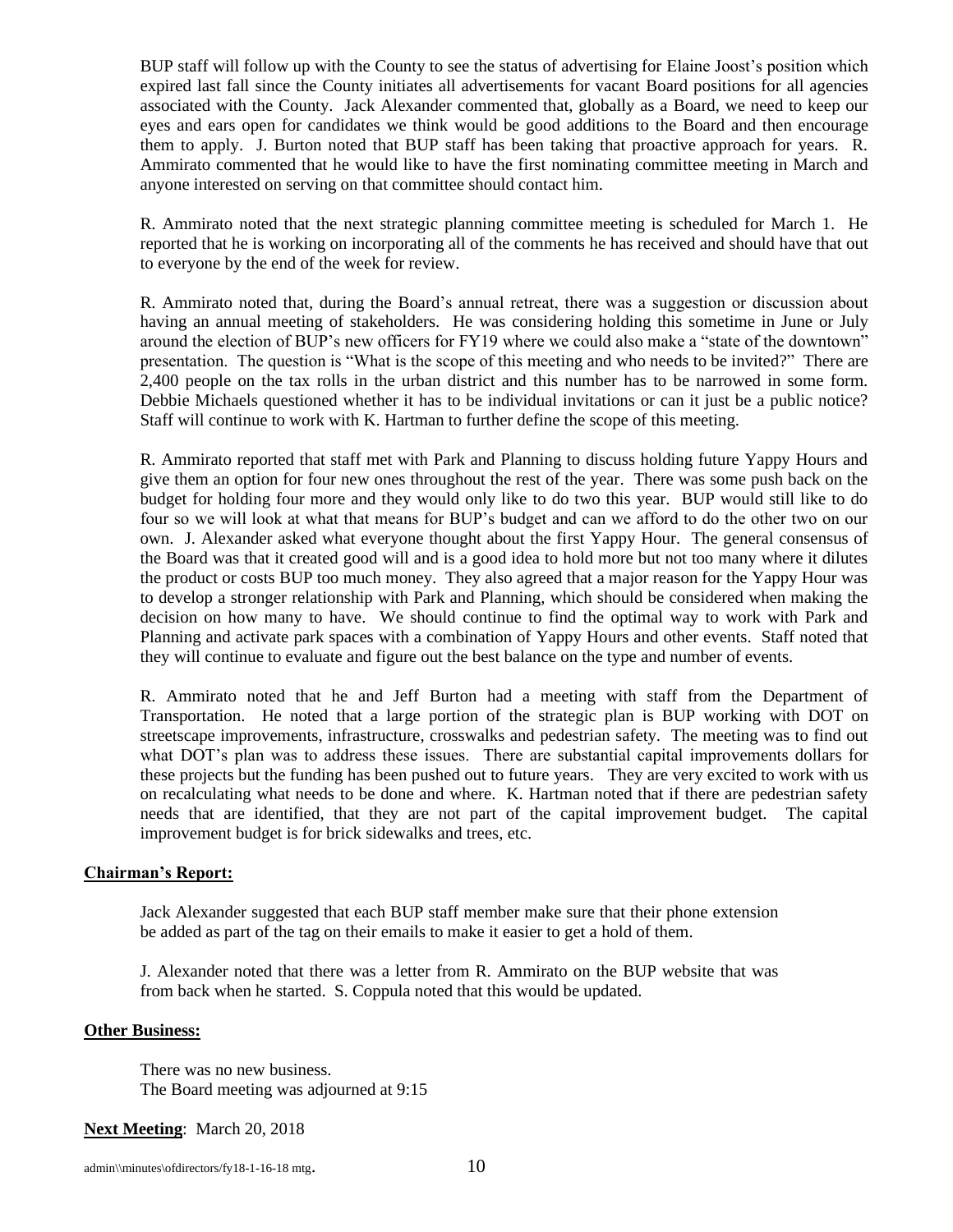BUP staff will follow up with the County to see the status of advertising for Elaine Joost's position which expired last fall since the County initiates all advertisements for vacant Board positions for all agencies associated with the County. Jack Alexander commented that, globally as a Board, we need to keep our eyes and ears open for candidates we think would be good additions to the Board and then encourage them to apply. J. Burton noted that BUP staff has been taking that proactive approach for years. R. Ammirato commented that he would like to have the first nominating committee meeting in March and anyone interested on serving on that committee should contact him.

R. Ammirato noted that the next strategic planning committee meeting is scheduled for March 1. He reported that he is working on incorporating all of the comments he has received and should have that out to everyone by the end of the week for review.

R. Ammirato noted that, during the Board's annual retreat, there was a suggestion or discussion about having an annual meeting of stakeholders. He was considering holding this sometime in June or July around the election of BUP's new officers for FY19 where we could also make a "state of the downtown" presentation. The question is "What is the scope of this meeting and who needs to be invited?" There are 2,400 people on the tax rolls in the urban district and this number has to be narrowed in some form. Debbie Michaels questioned whether it has to be individual invitations or can it just be a public notice? Staff will continue to work with K. Hartman to further define the scope of this meeting.

R. Ammirato reported that staff met with Park and Planning to discuss holding future Yappy Hours and give them an option for four new ones throughout the rest of the year. There was some push back on the budget for holding four more and they would only like to do two this year. BUP would still like to do four so we will look at what that means for BUP's budget and can we afford to do the other two on our own. J. Alexander asked what everyone thought about the first Yappy Hour. The general consensus of the Board was that it created good will and is a good idea to hold more but not too many where it dilutes the product or costs BUP too much money. They also agreed that a major reason for the Yappy Hour was to develop a stronger relationship with Park and Planning, which should be considered when making the decision on how many to have. We should continue to find the optimal way to work with Park and Planning and activate park spaces with a combination of Yappy Hours and other events. Staff noted that they will continue to evaluate and figure out the best balance on the type and number of events.

R. Ammirato noted that he and Jeff Burton had a meeting with staff from the Department of Transportation. He noted that a large portion of the strategic plan is BUP working with DOT on streetscape improvements, infrastructure, crosswalks and pedestrian safety. The meeting was to find out what DOT's plan was to address these issues. There are substantial capital improvements dollars for these projects but the funding has been pushed out to future years. They are very excited to work with us on recalculating what needs to be done and where. K. Hartman noted that if there are pedestrian safety needs that are identified, that they are not part of the capital improvement budget. The capital improvement budget is for brick sidewalks and trees, etc.

**Chairman's Report:**

Jack Alexander suggested that each BUP staff member make sure that their phone extension be added as part of the tag on their emails to make it easier to get a hold of them.

J. Alexander noted that there was a letter from R. Ammirato on the BUP website that was from back when he started. S. Coppula noted that this would be updated.

**Other Business:**

There was no new business.
The Board meeting was adjourned at 9:15

**Next Meeting**: March 20, 2018

admin\\minutes\ofdirectors/fy18-1-16-18 mtg.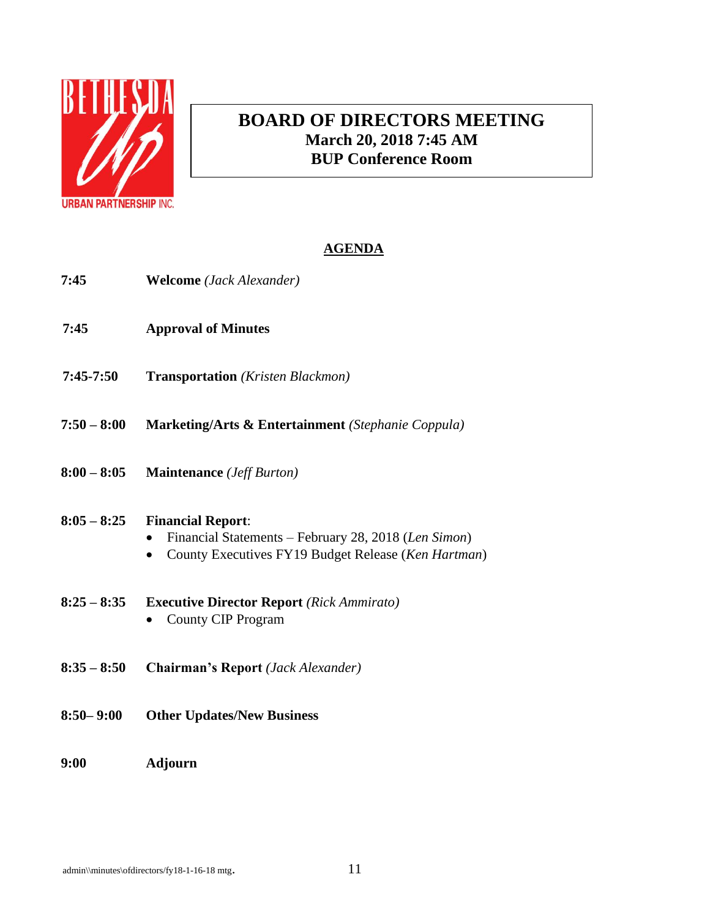BETHESDA Up URBAN PARTNERSHIP INC.

# BOARD OF DIRECTORS MEETING
**March 20, 2018 7:45 AM**
**BUP Conference Room**

## AGENDA

**7:45** **Welcome** *(Jack Alexander)*

**7:45** **Approval of Minutes**

**7:45-7:50** **Transportation** *(Kristen Blackmon)*

**7:50 – 8:00** **Marketing/Arts & Entertainment** *(Stephanie Coppula)*

**8:00 – 8:05** **Maintenance** *(Jeff Burton)*

**8:05 – 8:25** **Financial Report**:
- Financial Statements – February 28, 2018 (*Len Simon*)
- County Executives FY19 Budget Release (*Ken Hartman*)

**8:25 – 8:35** **Executive Director Report** *(Rick Ammirato)*
- County CIP Program

**8:35 – 8:50** **Chairman's Report** *(Jack Alexander)*

**8:50– 9:00** **Other Updates/New Business**

**9:00** **Adjourn**

admin\\minutes\ofdirectors/fy18-1-16-18 mtg.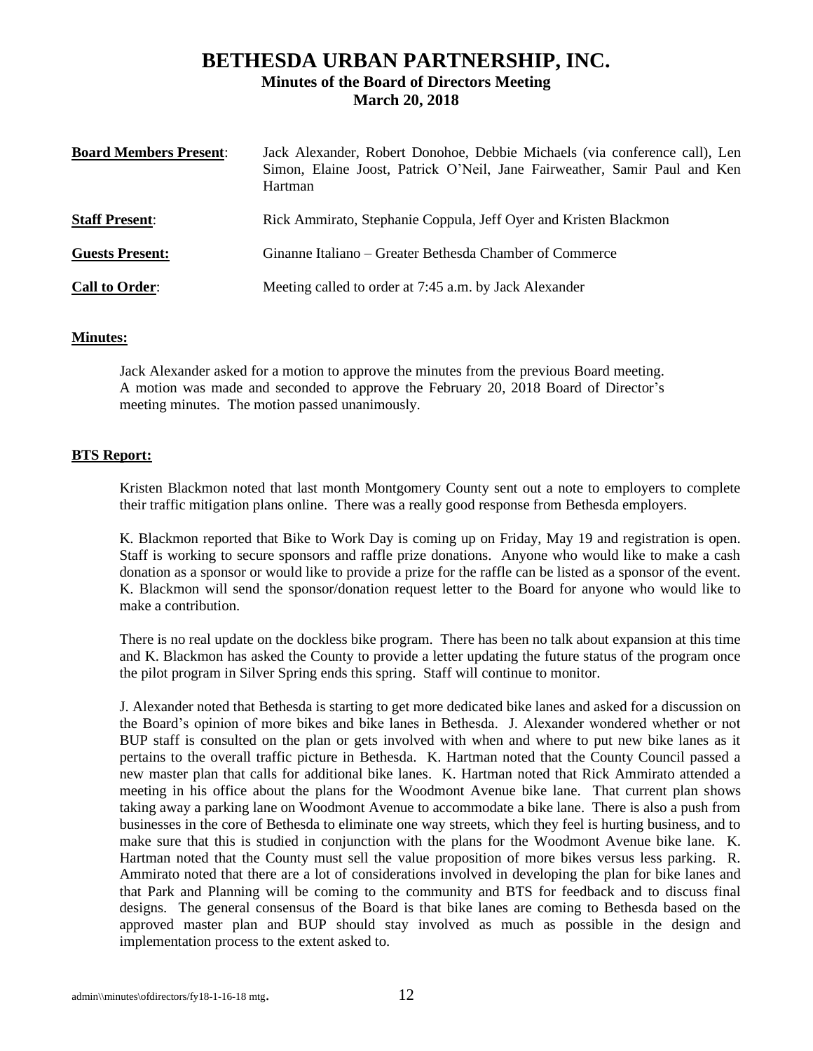# BETHESDA URBAN PARTNERSHIP, INC.

**Minutes of the Board of Directors Meeting**
**March 20, 2018**

| | |
|---|---|
| **Board Members Present**: | Jack Alexander, Robert Donohoe, Debbie Michaels (via conference call), Len Simon, Elaine Joost, Patrick O'Neil, Jane Fairweather, Samir Paul and Ken Hartman |
| **Staff Present**: | Rick Ammirato, Stephanie Coppula, Jeff Oyer and Kristen Blackmon |
| **Guests Present:** | Ginanne Italiano – Greater Bethesda Chamber of Commerce |
| **Call to Order**: | Meeting called to order at 7:45 a.m. by Jack Alexander |

**Minutes:**

Jack Alexander asked for a motion to approve the minutes from the previous Board meeting. A motion was made and seconded to approve the February 20, 2018 Board of Director's meeting minutes. The motion passed unanimously.

**BTS Report:**

Kristen Blackmon noted that last month Montgomery County sent out a note to employers to complete their traffic mitigation plans online. There was a really good response from Bethesda employers.

K. Blackmon reported that Bike to Work Day is coming up on Friday, May 19 and registration is open. Staff is working to secure sponsors and raffle prize donations. Anyone who would like to make a cash donation as a sponsor or would like to provide a prize for the raffle can be listed as a sponsor of the event. K. Blackmon will send the sponsor/donation request letter to the Board for anyone who would like to make a contribution.

There is no real update on the dockless bike program. There has been no talk about expansion at this time and K. Blackmon has asked the County to provide a letter updating the future status of the program once the pilot program in Silver Spring ends this spring. Staff will continue to monitor.

J. Alexander noted that Bethesda is starting to get more dedicated bike lanes and asked for a discussion on the Board's opinion of more bikes and bike lanes in Bethesda. J. Alexander wondered whether or not BUP staff is consulted on the plan or gets involved with when and where to put new bike lanes as it pertains to the overall traffic picture in Bethesda. K. Hartman noted that the County Council passed a new master plan that calls for additional bike lanes. K. Hartman noted that Rick Ammirato attended a meeting in his office about the plans for the Woodmont Avenue bike lane. That current plan shows taking away a parking lane on Woodmont Avenue to accommodate a bike lane. There is also a push from businesses in the core of Bethesda to eliminate one way streets, which they feel is hurting business, and to make sure that this is studied in conjunction with the plans for the Woodmont Avenue bike lane. K. Hartman noted that the County must sell the value proposition of more bikes versus less parking. R. Ammirato noted that there are a lot of considerations involved in developing the plan for bike lanes and that Park and Planning will be coming to the community and BTS for feedback and to discuss final designs. The general consensus of the Board is that bike lanes are coming to Bethesda based on the approved master plan and BUP should stay involved as much as possible in the design and implementation process to the extent asked to.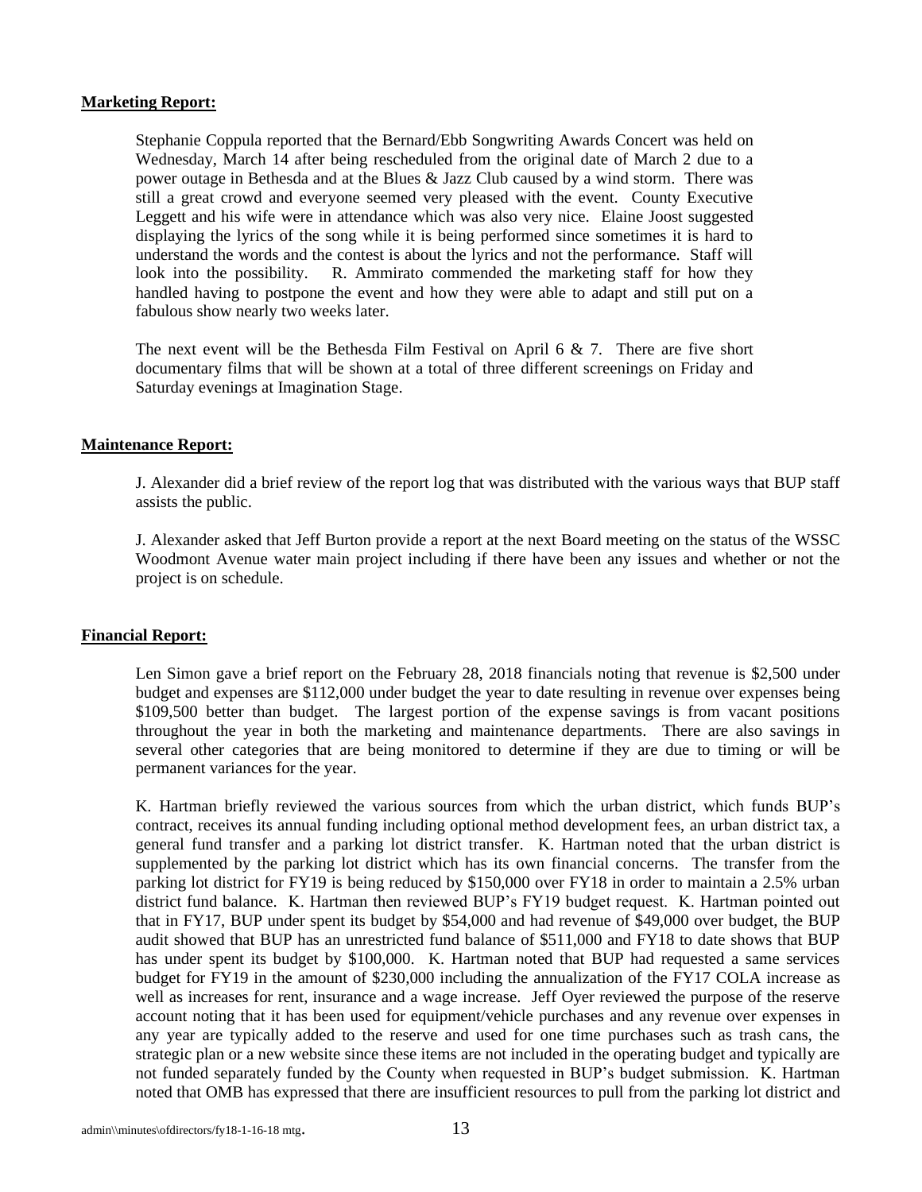**Marketing Report:**

Stephanie Coppula reported that the Bernard/Ebb Songwriting Awards Concert was held on Wednesday, March 14 after being rescheduled from the original date of March 2 due to a power outage in Bethesda and at the Blues & Jazz Club caused by a wind storm. There was still a great crowd and everyone seemed very pleased with the event. County Executive Leggett and his wife were in attendance which was also very nice. Elaine Joost suggested displaying the lyrics of the song while it is being performed since sometimes it is hard to understand the words and the contest is about the lyrics and not the performance. Staff will look into the possibility. R. Ammirato commended the marketing staff for how they handled having to postpone the event and how they were able to adapt and still put on a fabulous show nearly two weeks later.

The next event will be the Bethesda Film Festival on April 6 & 7. There are five short documentary films that will be shown at a total of three different screenings on Friday and Saturday evenings at Imagination Stage.

**Maintenance Report:**

J. Alexander did a brief review of the report log that was distributed with the various ways that BUP staff assists the public.

J. Alexander asked that Jeff Burton provide a report at the next Board meeting on the status of the WSSC Woodmont Avenue water main project including if there have been any issues and whether or not the project is on schedule.

**Financial Report:**

Len Simon gave a brief report on the February 28, 2018 financials noting that revenue is $2,500 under budget and expenses are $112,000 under budget the year to date resulting in revenue over expenses being $109,500 better than budget. The largest portion of the expense savings is from vacant positions throughout the year in both the marketing and maintenance departments. There are also savings in several other categories that are being monitored to determine if they are due to timing or will be permanent variances for the year.

K. Hartman briefly reviewed the various sources from which the urban district, which funds BUP's contract, receives its annual funding including optional method development fees, an urban district tax, a general fund transfer and a parking lot district transfer. K. Hartman noted that the urban district is supplemented by the parking lot district which has its own financial concerns. The transfer from the parking lot district for FY19 is being reduced by $150,000 over FY18 in order to maintain a 2.5% urban district fund balance. K. Hartman then reviewed BUP's FY19 budget request. K. Hartman pointed out that in FY17, BUP under spent its budget by $54,000 and had revenue of $49,000 over budget, the BUP audit showed that BUP has an unrestricted fund balance of $511,000 and FY18 to date shows that BUP has under spent its budget by $100,000. K. Hartman noted that BUP had requested a same services budget for FY19 in the amount of $230,000 including the annualization of the FY17 COLA increase as well as increases for rent, insurance and a wage increase. Jeff Oyer reviewed the purpose of the reserve account noting that it has been used for equipment/vehicle purchases and any revenue over expenses in any year are typically added to the reserve and used for one time purchases such as trash cans, the strategic plan or a new website since these items are not included in the operating budget and typically are not funded separately funded by the County when requested in BUP's budget submission. K. Hartman noted that OMB has expressed that there are insufficient resources to pull from the parking lot district and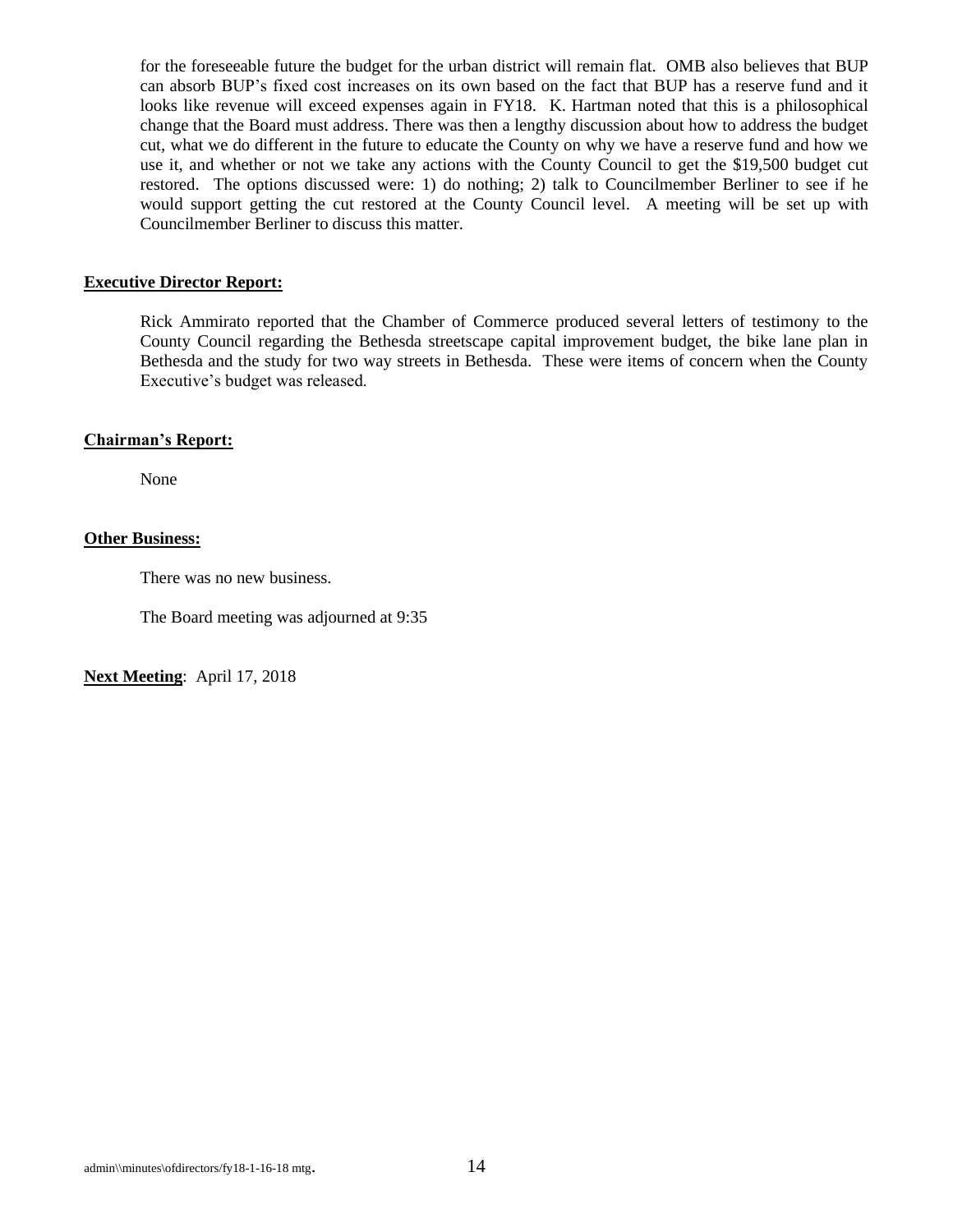for the foreseeable future the budget for the urban district will remain flat. OMB also believes that BUP can absorb BUP's fixed cost increases on its own based on the fact that BUP has a reserve fund and it looks like revenue will exceed expenses again in FY18. K. Hartman noted that this is a philosophical change that the Board must address. There was then a lengthy discussion about how to address the budget cut, what we do different in the future to educate the County on why we have a reserve fund and how we use it, and whether or not we take any actions with the County Council to get the $19,500 budget cut restored. The options discussed were: 1) do nothing; 2) talk to Councilmember Berliner to see if he would support getting the cut restored at the County Council level. A meeting will be set up with Councilmember Berliner to discuss this matter.

**Executive Director Report:**

Rick Ammirato reported that the Chamber of Commerce produced several letters of testimony to the County Council regarding the Bethesda streetscape capital improvement budget, the bike lane plan in Bethesda and the study for two way streets in Bethesda. These were items of concern when the County Executive's budget was released.

**Chairman's Report:**

None

**Other Business:**

There was no new business.

The Board meeting was adjourned at 9:35

**Next Meeting**: April 17, 2018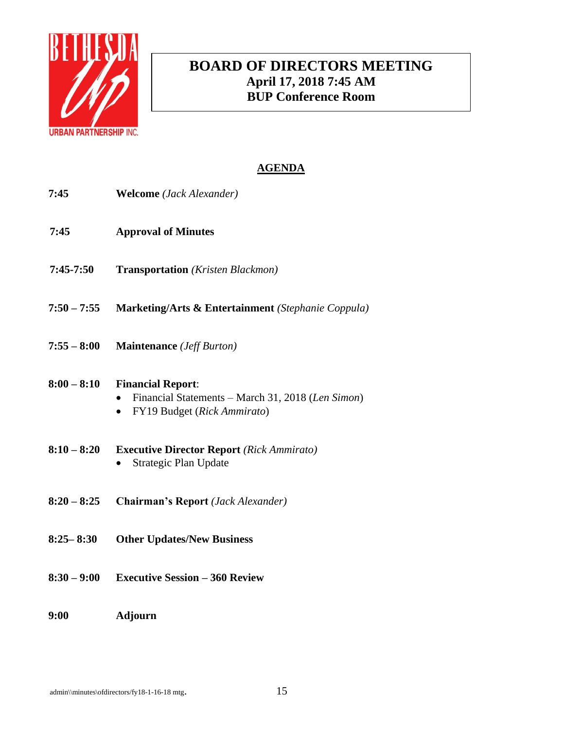# BOARD OF DIRECTORS MEETING

**April 17, 2018 7:45 AM**
**BUP Conference Room**

## AGENDA

| | |
|---|---|
| **7:45** | **Welcome** *(Jack Alexander)* |
| **7:45** | **Approval of Minutes** |
| **7:45-7:50** | **Transportation** *(Kristen Blackmon)* |
| **7:50 – 7:55** | **Marketing/Arts & Entertainment** *(Stephanie Coppula)* |
| **7:55 – 8:00** | **Maintenance** *(Jeff Burton)* |
| **8:00 – 8:10** | **Financial Report**:<br>• Financial Statements – March 31, 2018 (*Len Simon*)<br>• FY19 Budget (*Rick Ammirato*) |
| **8:10 – 8:20** | **Executive Director Report** *(Rick Ammirato)*<br>• Strategic Plan Update |
| **8:20 – 8:25** | **Chairman's Report** *(Jack Alexander)* |
| **8:25– 8:30** | **Other Updates/New Business** |
| **8:30 – 9:00** | **Executive Session – 360 Review** |
| **9:00** | **Adjourn** |

admin\\minutes\ofdirectors/fy18-1-16-18 mtg.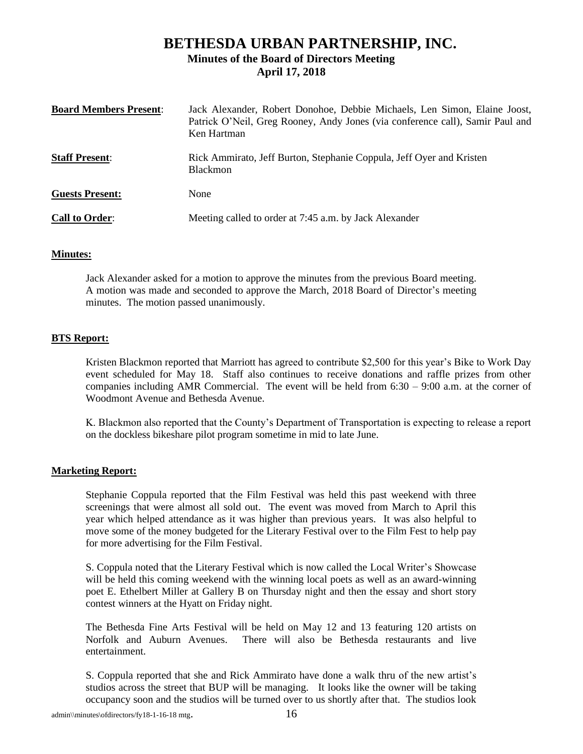# BETHESDA URBAN PARTNERSHIP, INC.

## Minutes of the Board of Directors Meeting
## April 17, 2018

**Board Members Present**: Jack Alexander, Robert Donohoe, Debbie Michaels, Len Simon, Elaine Joost, Patrick O'Neil, Greg Rooney, Andy Jones (via conference call), Samir Paul and Ken Hartman

**Staff Present**: Rick Ammirato, Jeff Burton, Stephanie Coppula, Jeff Oyer and Kristen Blackmon

**Guests Present:** None

**Call to Order**: Meeting called to order at 7:45 a.m. by Jack Alexander

**Minutes:**

Jack Alexander asked for a motion to approve the minutes from the previous Board meeting. A motion was made and seconded to approve the March, 2018 Board of Director's meeting minutes. The motion passed unanimously.

**BTS Report:**

Kristen Blackmon reported that Marriott has agreed to contribute $2,500 for this year's Bike to Work Day event scheduled for May 18. Staff also continues to receive donations and raffle prizes from other companies including AMR Commercial. The event will be held from 6:30 – 9:00 a.m. at the corner of Woodmont Avenue and Bethesda Avenue.

K. Blackmon also reported that the County's Department of Transportation is expecting to release a report on the dockless bikeshare pilot program sometime in mid to late June.

**Marketing Report:**

Stephanie Coppula reported that the Film Festival was held this past weekend with three screenings that were almost all sold out. The event was moved from March to April this year which helped attendance as it was higher than previous years. It was also helpful to move some of the money budgeted for the Literary Festival over to the Film Fest to help pay for more advertising for the Film Festival.

S. Coppula noted that the Literary Festival which is now called the Local Writer's Showcase will be held this coming weekend with the winning local poets as well as an award-winning poet E. Ethelbert Miller at Gallery B on Thursday night and then the essay and short story contest winners at the Hyatt on Friday night.

The Bethesda Fine Arts Festival will be held on May 12 and 13 featuring 120 artists on Norfolk and Auburn Avenues. There will also be Bethesda restaurants and live entertainment.

S. Coppula reported that she and Rick Ammirato have done a walk thru of the new artist's studios across the street that BUP will be managing. It looks like the owner will be taking occupancy soon and the studios will be turned over to us shortly after that. The studios look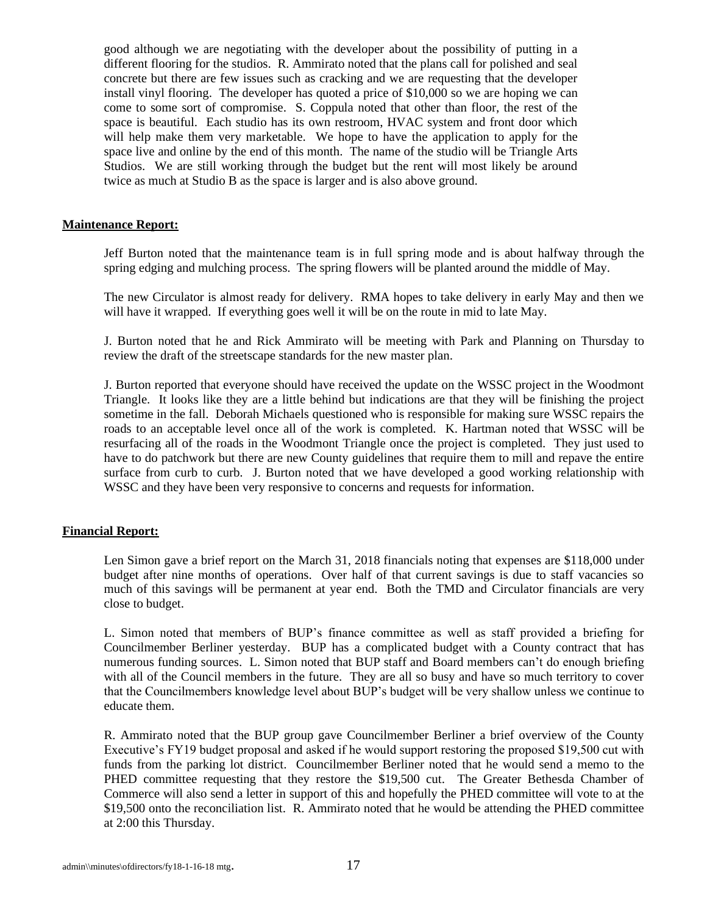good although we are negotiating with the developer about the possibility of putting in a different flooring for the studios. R. Ammirato noted that the plans call for polished and seal concrete but there are few issues such as cracking and we are requesting that the developer install vinyl flooring. The developer has quoted a price of $10,000 so we are hoping we can come to some sort of compromise. S. Coppula noted that other than floor, the rest of the space is beautiful. Each studio has its own restroom, HVAC system and front door which will help make them very marketable. We hope to have the application to apply for the space live and online by the end of this month. The name of the studio will be Triangle Arts Studios. We are still working through the budget but the rent will most likely be around twice as much at Studio B as the space is larger and is also above ground.

**Maintenance Report:**

Jeff Burton noted that the maintenance team is in full spring mode and is about halfway through the spring edging and mulching process. The spring flowers will be planted around the middle of May.

The new Circulator is almost ready for delivery. RMA hopes to take delivery in early May and then we will have it wrapped. If everything goes well it will be on the route in mid to late May.

J. Burton noted that he and Rick Ammirato will be meeting with Park and Planning on Thursday to review the draft of the streetscape standards for the new master plan.

J. Burton reported that everyone should have received the update on the WSSC project in the Woodmont Triangle. It looks like they are a little behind but indications are that they will be finishing the project sometime in the fall. Deborah Michaels questioned who is responsible for making sure WSSC repairs the roads to an acceptable level once all of the work is completed. K. Hartman noted that WSSC will be resurfacing all of the roads in the Woodmont Triangle once the project is completed. They just used to have to do patchwork but there are new County guidelines that require them to mill and repave the entire surface from curb to curb. J. Burton noted that we have developed a good working relationship with WSSC and they have been very responsive to concerns and requests for information.

**Financial Report:**

Len Simon gave a brief report on the March 31, 2018 financials noting that expenses are $118,000 under budget after nine months of operations. Over half of that current savings is due to staff vacancies so much of this savings will be permanent at year end. Both the TMD and Circulator financials are very close to budget.

L. Simon noted that members of BUP's finance committee as well as staff provided a briefing for Councilmember Berliner yesterday. BUP has a complicated budget with a County contract that has numerous funding sources. L. Simon noted that BUP staff and Board members can't do enough briefing with all of the Council members in the future. They are all so busy and have so much territory to cover that the Councilmembers knowledge level about BUP's budget will be very shallow unless we continue to educate them.

R. Ammirato noted that the BUP group gave Councilmember Berliner a brief overview of the County Executive's FY19 budget proposal and asked if he would support restoring the proposed $19,500 cut with funds from the parking lot district. Councilmember Berliner noted that he would send a memo to the PHED committee requesting that they restore the $19,500 cut. The Greater Bethesda Chamber of Commerce will also send a letter in support of this and hopefully the PHED committee will vote to at the $19,500 onto the reconciliation list. R. Ammirato noted that he would be attending the PHED committee at 2:00 this Thursday.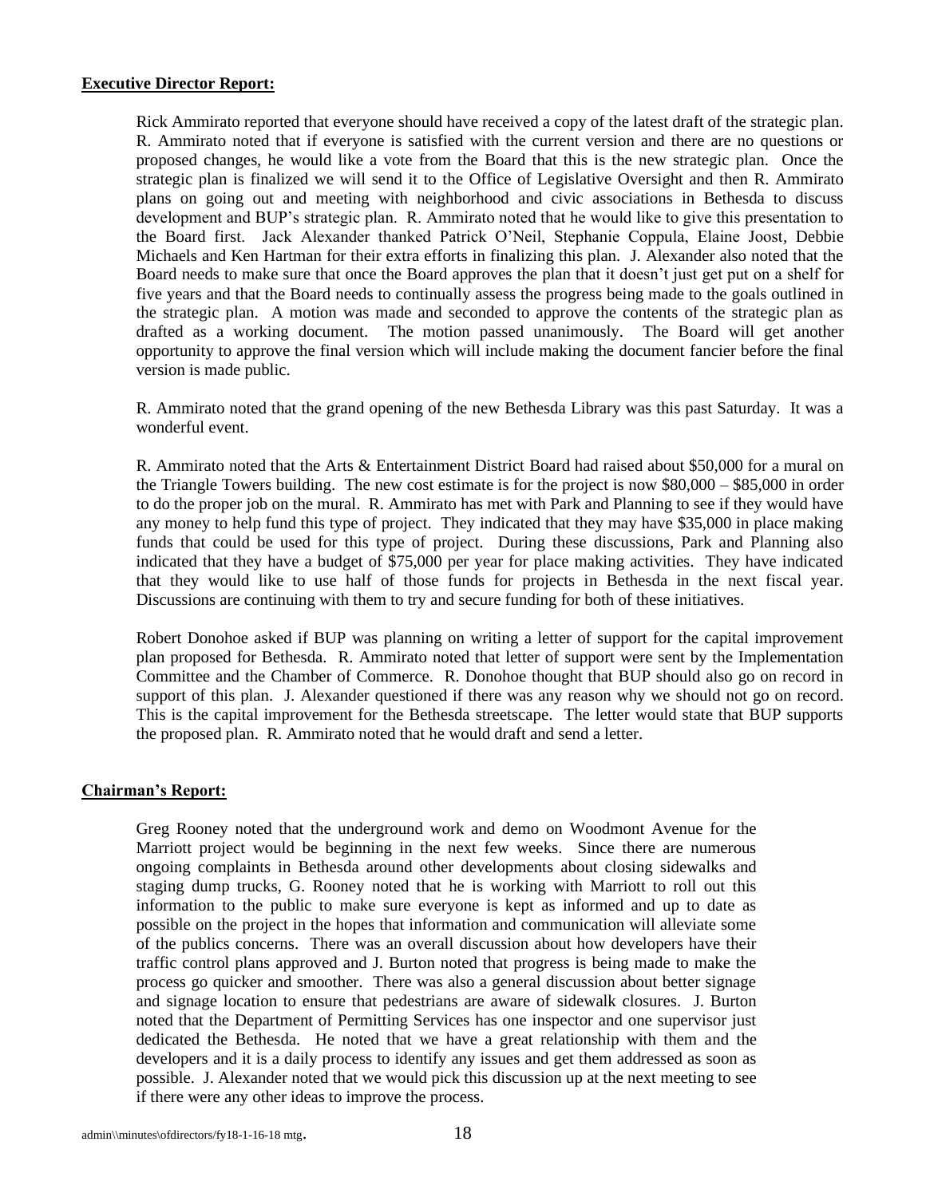**Executive Director Report:**

Rick Ammirato reported that everyone should have received a copy of the latest draft of the strategic plan. R. Ammirato noted that if everyone is satisfied with the current version and there are no questions or proposed changes, he would like a vote from the Board that this is the new strategic plan. Once the strategic plan is finalized we will send it to the Office of Legislative Oversight and then R. Ammirato plans on going out and meeting with neighborhood and civic associations in Bethesda to discuss development and BUP's strategic plan. R. Ammirato noted that he would like to give this presentation to the Board first. Jack Alexander thanked Patrick O'Neil, Stephanie Coppula, Elaine Joost, Debbie Michaels and Ken Hartman for their extra efforts in finalizing this plan. J. Alexander also noted that the Board needs to make sure that once the Board approves the plan that it doesn't just get put on a shelf for five years and that the Board needs to continually assess the progress being made to the goals outlined in the strategic plan. A motion was made and seconded to approve the contents of the strategic plan as drafted as a working document. The motion passed unanimously. The Board will get another opportunity to approve the final version which will include making the document fancier before the final version is made public.

R. Ammirato noted that the grand opening of the new Bethesda Library was this past Saturday. It was a wonderful event.

R. Ammirato noted that the Arts & Entertainment District Board had raised about $50,000 for a mural on the Triangle Towers building. The new cost estimate is for the project is now $80,000 – $85,000 in order to do the proper job on the mural. R. Ammirato has met with Park and Planning to see if they would have any money to help fund this type of project. They indicated that they may have $35,000 in place making funds that could be used for this type of project. During these discussions, Park and Planning also indicated that they have a budget of $75,000 per year for place making activities. They have indicated that they would like to use half of those funds for projects in Bethesda in the next fiscal year. Discussions are continuing with them to try and secure funding for both of these initiatives.

Robert Donohoe asked if BUP was planning on writing a letter of support for the capital improvement plan proposed for Bethesda. R. Ammirato noted that letter of support were sent by the Implementation Committee and the Chamber of Commerce. R. Donohoe thought that BUP should also go on record in support of this plan. J. Alexander questioned if there was any reason why we should not go on record. This is the capital improvement for the Bethesda streetscape. The letter would state that BUP supports the proposed plan. R. Ammirato noted that he would draft and send a letter.

**Chairman's Report:**

Greg Rooney noted that the underground work and demo on Woodmont Avenue for the Marriott project would be beginning in the next few weeks. Since there are numerous ongoing complaints in Bethesda around other developments about closing sidewalks and staging dump trucks, G. Rooney noted that he is working with Marriott to roll out this information to the public to make sure everyone is kept as informed and up to date as possible on the project in the hopes that information and communication will alleviate some of the publics concerns. There was an overall discussion about how developers have their traffic control plans approved and J. Burton noted that progress is being made to make the process go quicker and smoother. There was also a general discussion about better signage and signage location to ensure that pedestrians are aware of sidewalk closures. J. Burton noted that the Department of Permitting Services has one inspector and one supervisor just dedicated the Bethesda. He noted that we have a great relationship with them and the developers and it is a daily process to identify any issues and get them addressed as soon as possible. J. Alexander noted that we would pick this discussion up at the next meeting to see if there were any other ideas to improve the process.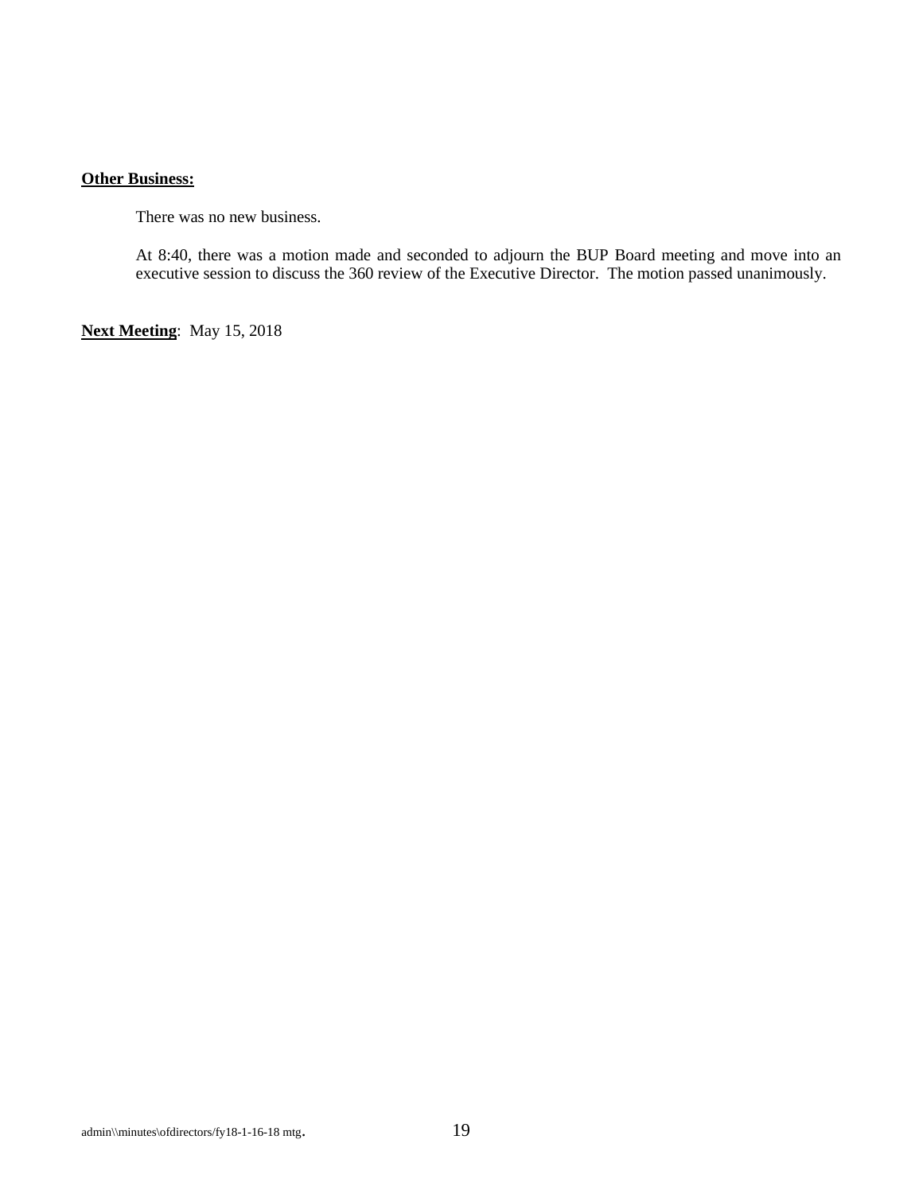**Other Business:**

There was no new business.

At 8:40, there was a motion made and seconded to adjourn the BUP Board meeting and move into an executive session to discuss the 360 review of the Executive Director. The motion passed unanimously.

**Next Meeting**: May 15, 2018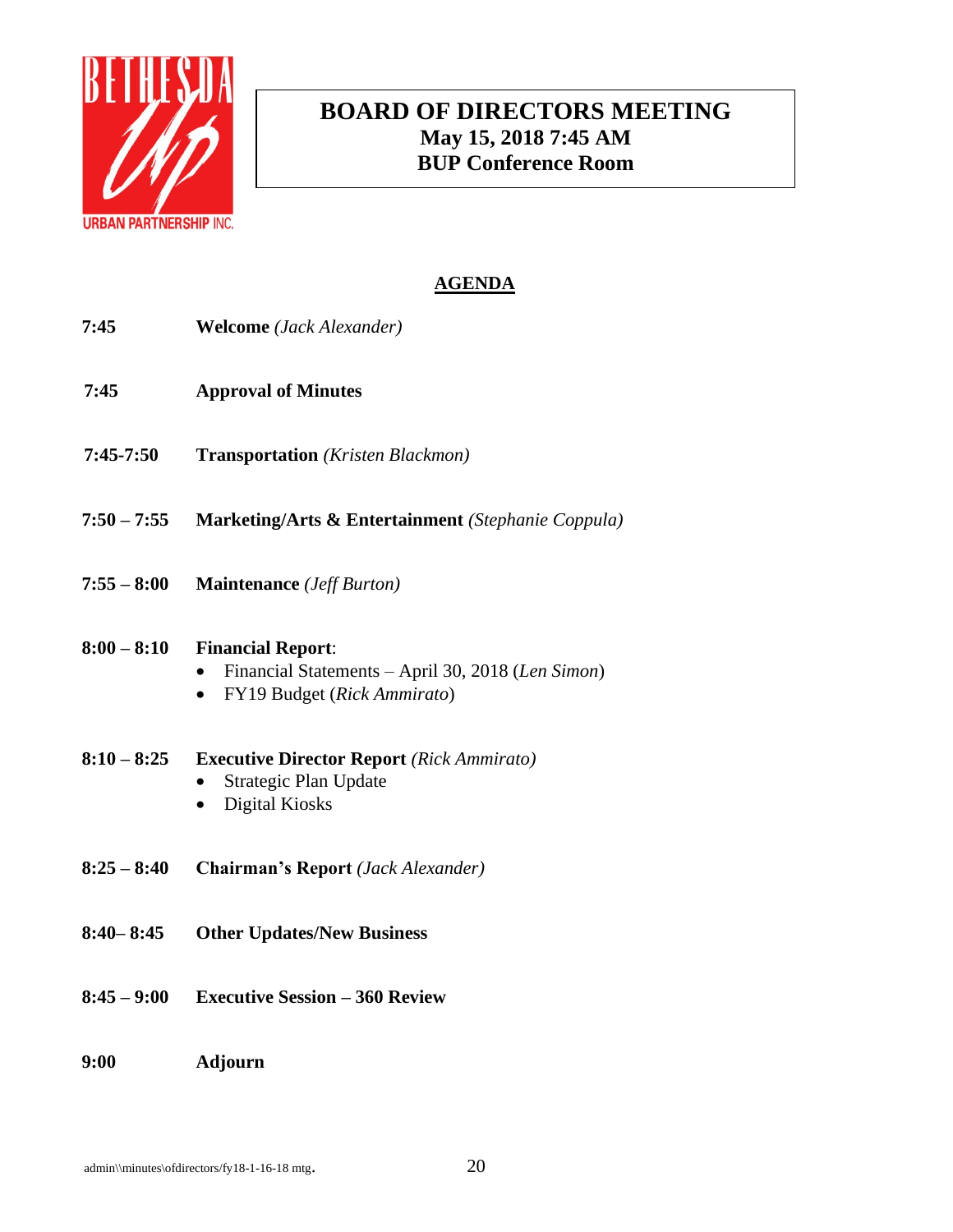BETHESDA Up URBAN PARTNERSHIP INC.

# BOARD OF DIRECTORS MEETING
**May 15, 2018 7:45 AM**
**BUP Conference Room**

## AGENDA

**7:45** **Welcome** *(Jack Alexander)*

**7:45** **Approval of Minutes**

**7:45-7:50** **Transportation** *(Kristen Blackmon)*

**7:50 – 7:55** **Marketing/Arts & Entertainment** *(Stephanie Coppula)*

**7:55 – 8:00** **Maintenance** *(Jeff Burton)*

**8:00 – 8:10** **Financial Report**:

- Financial Statements – April 30, 2018 (*Len Simon*)
- FY19 Budget (*Rick Ammirato*)

**8:10 – 8:25** **Executive Director Report** *(Rick Ammirato)*

- Strategic Plan Update
- Digital Kiosks

**8:25 – 8:40** **Chairman's Report** *(Jack Alexander)*

**8:40– 8:45** **Other Updates/New Business**

**8:45 – 9:00** **Executive Session – 360 Review**

**9:00** **Adjourn**

admin\\minutes\ofdirectors/fy18-1-16-18 mtg.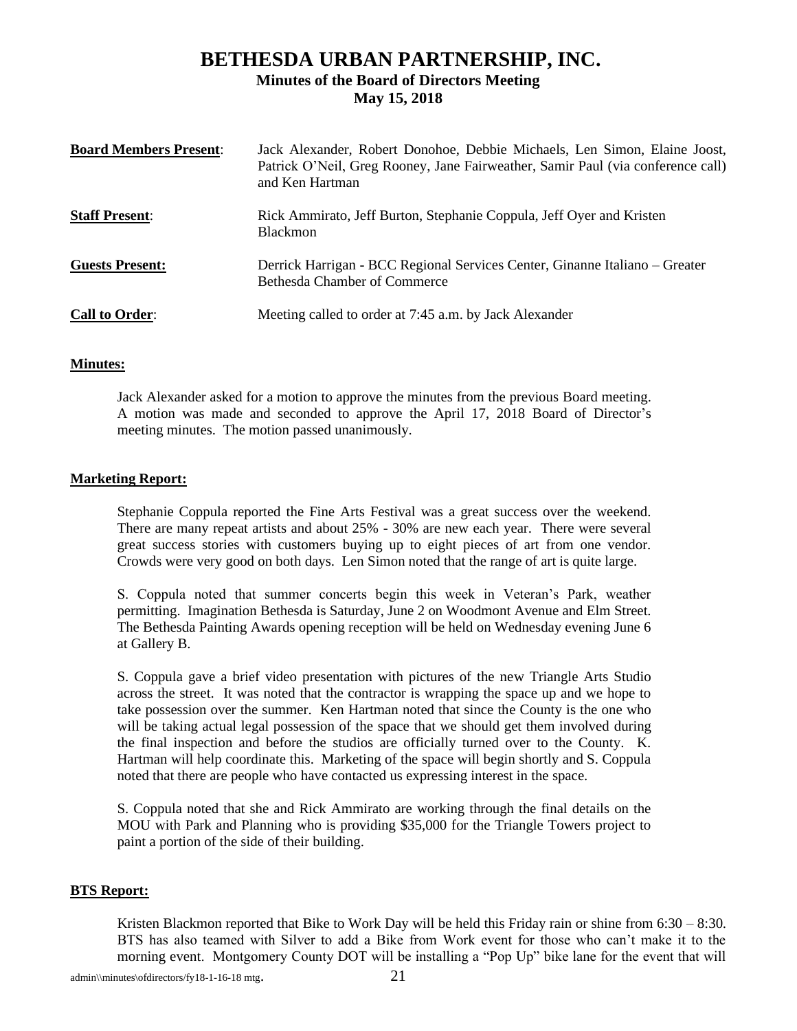# BETHESDA URBAN PARTNERSHIP, INC.

### Minutes of the Board of Directors Meeting

### May 15, 2018

| | |
|---|---|
| **Board Members Present**: | Jack Alexander, Robert Donohoe, Debbie Michaels, Len Simon, Elaine Joost, Patrick O'Neil, Greg Rooney, Jane Fairweather, Samir Paul (via conference call) and Ken Hartman |
| **Staff Present**: | Rick Ammirato, Jeff Burton, Stephanie Coppula, Jeff Oyer and Kristen Blackmon |
| **Guests Present:** | Derrick Harrigan - BCC Regional Services Center, Ginanne Italiano – Greater Bethesda Chamber of Commerce |
| **Call to Order**: | Meeting called to order at 7:45 a.m. by Jack Alexander |

**Minutes:**

Jack Alexander asked for a motion to approve the minutes from the previous Board meeting. A motion was made and seconded to approve the April 17, 2018 Board of Director's meeting minutes. The motion passed unanimously.

**Marketing Report:**

Stephanie Coppula reported the Fine Arts Festival was a great success over the weekend. There are many repeat artists and about 25% - 30% are new each year. There were several great success stories with customers buying up to eight pieces of art from one vendor. Crowds were very good on both days. Len Simon noted that the range of art is quite large.

S. Coppula noted that summer concerts begin this week in Veteran's Park, weather permitting. Imagination Bethesda is Saturday, June 2 on Woodmont Avenue and Elm Street. The Bethesda Painting Awards opening reception will be held on Wednesday evening June 6 at Gallery B.

S. Coppula gave a brief video presentation with pictures of the new Triangle Arts Studio across the street. It was noted that the contractor is wrapping the space up and we hope to take possession over the summer. Ken Hartman noted that since the County is the one who will be taking actual legal possession of the space that we should get them involved during the final inspection and before the studios are officially turned over to the County. K. Hartman will help coordinate this. Marketing of the space will begin shortly and S. Coppula noted that there are people who have contacted us expressing interest in the space.

S. Coppula noted that she and Rick Ammirato are working through the final details on the MOU with Park and Planning who is providing $35,000 for the Triangle Towers project to paint a portion of the side of their building.

**BTS Report:**

Kristen Blackmon reported that Bike to Work Day will be held this Friday rain or shine from 6:30 – 8:30. BTS has also teamed with Silver to add a Bike from Work event for those who can't make it to the morning event. Montgomery County DOT will be installing a "Pop Up" bike lane for the event that will

admin\\minutes\ofdirectors/fy18-1-16-18 mtg.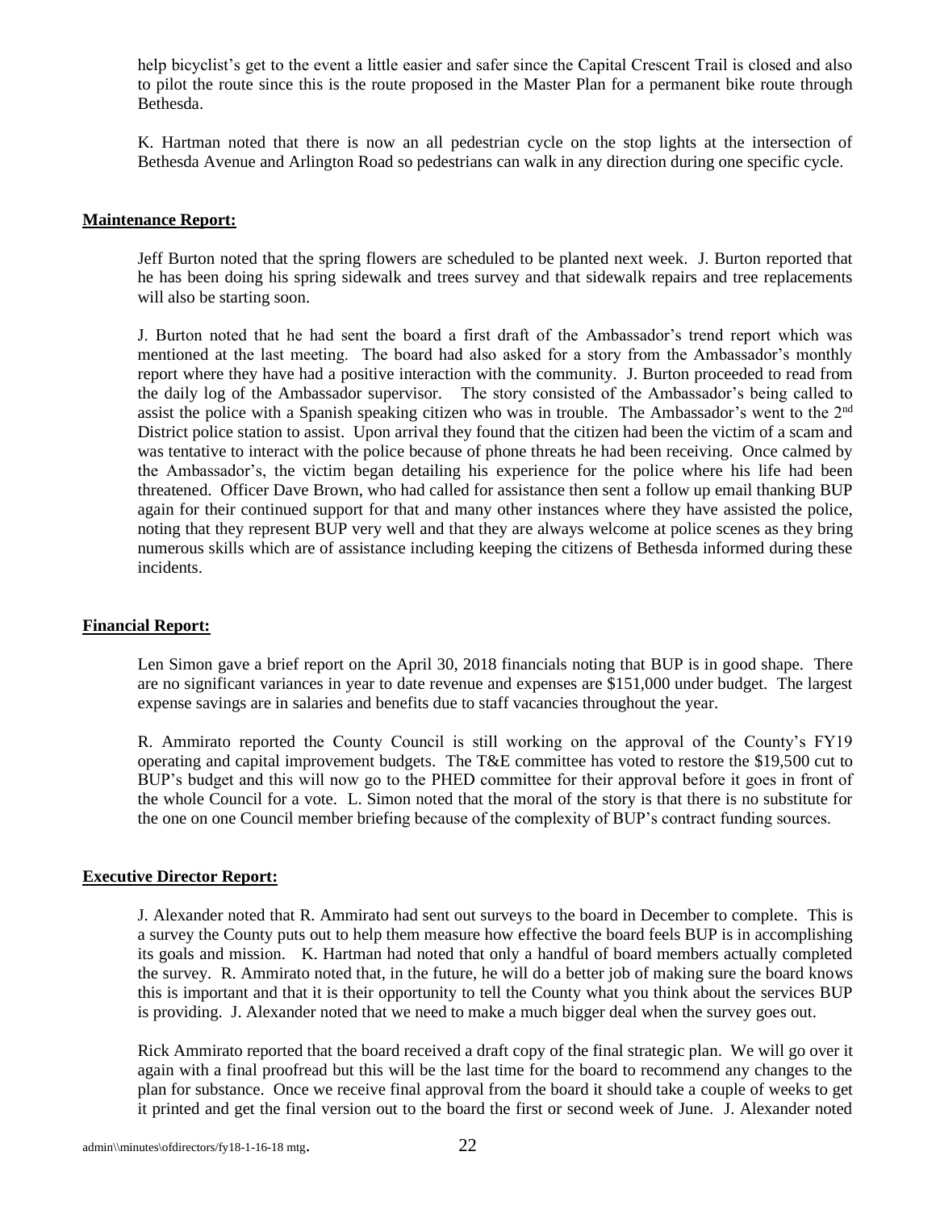help bicyclist's get to the event a little easier and safer since the Capital Crescent Trail is closed and also to pilot the route since this is the route proposed in the Master Plan for a permanent bike route through Bethesda.

K. Hartman noted that there is now an all pedestrian cycle on the stop lights at the intersection of Bethesda Avenue and Arlington Road so pedestrians can walk in any direction during one specific cycle.

**Maintenance Report:**

Jeff Burton noted that the spring flowers are scheduled to be planted next week. J. Burton reported that he has been doing his spring sidewalk and trees survey and that sidewalk repairs and tree replacements will also be starting soon.

J. Burton noted that he had sent the board a first draft of the Ambassador's trend report which was mentioned at the last meeting. The board had also asked for a story from the Ambassador's monthly report where they have had a positive interaction with the community. J. Burton proceeded to read from the daily log of the Ambassador supervisor. The story consisted of the Ambassador's being called to assist the police with a Spanish speaking citizen who was in trouble. The Ambassador's went to the 2nd District police station to assist. Upon arrival they found that the citizen had been the victim of a scam and was tentative to interact with the police because of phone threats he had been receiving. Once calmed by the Ambassador's, the victim began detailing his experience for the police where his life had been threatened. Officer Dave Brown, who had called for assistance then sent a follow up email thanking BUP again for their continued support for that and many other instances where they have assisted the police, noting that they represent BUP very well and that they are always welcome at police scenes as they bring numerous skills which are of assistance including keeping the citizens of Bethesda informed during these incidents.

**Financial Report:**

Len Simon gave a brief report on the April 30, 2018 financials noting that BUP is in good shape. There are no significant variances in year to date revenue and expenses are $151,000 under budget. The largest expense savings are in salaries and benefits due to staff vacancies throughout the year.

R. Ammirato reported the County Council is still working on the approval of the County's FY19 operating and capital improvement budgets. The T&E committee has voted to restore the $19,500 cut to BUP's budget and this will now go to the PHED committee for their approval before it goes in front of the whole Council for a vote. L. Simon noted that the moral of the story is that there is no substitute for the one on one Council member briefing because of the complexity of BUP's contract funding sources.

**Executive Director Report:**

J. Alexander noted that R. Ammirato had sent out surveys to the board in December to complete. This is a survey the County puts out to help them measure how effective the board feels BUP is in accomplishing its goals and mission. K. Hartman had noted that only a handful of board members actually completed the survey. R. Ammirato noted that, in the future, he will do a better job of making sure the board knows this is important and that it is their opportunity to tell the County what you think about the services BUP is providing. J. Alexander noted that we need to make a much bigger deal when the survey goes out.

Rick Ammirato reported that the board received a draft copy of the final strategic plan. We will go over it again with a final proofread but this will be the last time for the board to recommend any changes to the plan for substance. Once we receive final approval from the board it should take a couple of weeks to get it printed and get the final version out to the board the first or second week of June. J. Alexander noted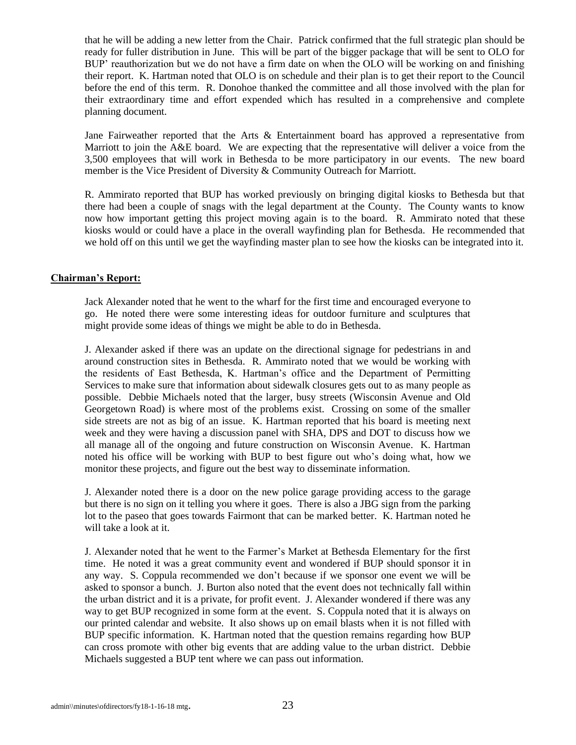that he will be adding a new letter from the Chair. Patrick confirmed that the full strategic plan should be ready for fuller distribution in June. This will be part of the bigger package that will be sent to OLO for BUP' reauthorization but we do not have a firm date on when the OLO will be working on and finishing their report. K. Hartman noted that OLO is on schedule and their plan is to get their report to the Council before the end of this term. R. Donohoe thanked the committee and all those involved with the plan for their extraordinary time and effort expended which has resulted in a comprehensive and complete planning document.

Jane Fairweather reported that the Arts & Entertainment board has approved a representative from Marriott to join the A&E board. We are expecting that the representative will deliver a voice from the 3,500 employees that will work in Bethesda to be more participatory in our events. The new board member is the Vice President of Diversity & Community Outreach for Marriott.

R. Ammirato reported that BUP has worked previously on bringing digital kiosks to Bethesda but that there had been a couple of snags with the legal department at the County. The County wants to know now how important getting this project moving again is to the board. R. Ammirato noted that these kiosks would or could have a place in the overall wayfinding plan for Bethesda. He recommended that we hold off on this until we get the wayfinding master plan to see how the kiosks can be integrated into it.

**Chairman's Report:**

Jack Alexander noted that he went to the wharf for the first time and encouraged everyone to go. He noted there were some interesting ideas for outdoor furniture and sculptures that might provide some ideas of things we might be able to do in Bethesda.

J. Alexander asked if there was an update on the directional signage for pedestrians in and around construction sites in Bethesda. R. Ammirato noted that we would be working with the residents of East Bethesda, K. Hartman's office and the Department of Permitting Services to make sure that information about sidewalk closures gets out to as many people as possible. Debbie Michaels noted that the larger, busy streets (Wisconsin Avenue and Old Georgetown Road) is where most of the problems exist. Crossing on some of the smaller side streets are not as big of an issue. K. Hartman reported that his board is meeting next week and they were having a discussion panel with SHA, DPS and DOT to discuss how we all manage all of the ongoing and future construction on Wisconsin Avenue. K. Hartman noted his office will be working with BUP to best figure out who's doing what, how we monitor these projects, and figure out the best way to disseminate information.

J. Alexander noted there is a door on the new police garage providing access to the garage but there is no sign on it telling you where it goes. There is also a JBG sign from the parking lot to the paseo that goes towards Fairmont that can be marked better. K. Hartman noted he will take a look at it.

J. Alexander noted that he went to the Farmer's Market at Bethesda Elementary for the first time. He noted it was a great community event and wondered if BUP should sponsor it in any way. S. Coppula recommended we don't because if we sponsor one event we will be asked to sponsor a bunch. J. Burton also noted that the event does not technically fall within the urban district and it is a private, for profit event. J. Alexander wondered if there was any way to get BUP recognized in some form at the event. S. Coppula noted that it is always on our printed calendar and website. It also shows up on email blasts when it is not filled with BUP specific information. K. Hartman noted that the question remains regarding how BUP can cross promote with other big events that are adding value to the urban district. Debbie Michaels suggested a BUP tent where we can pass out information.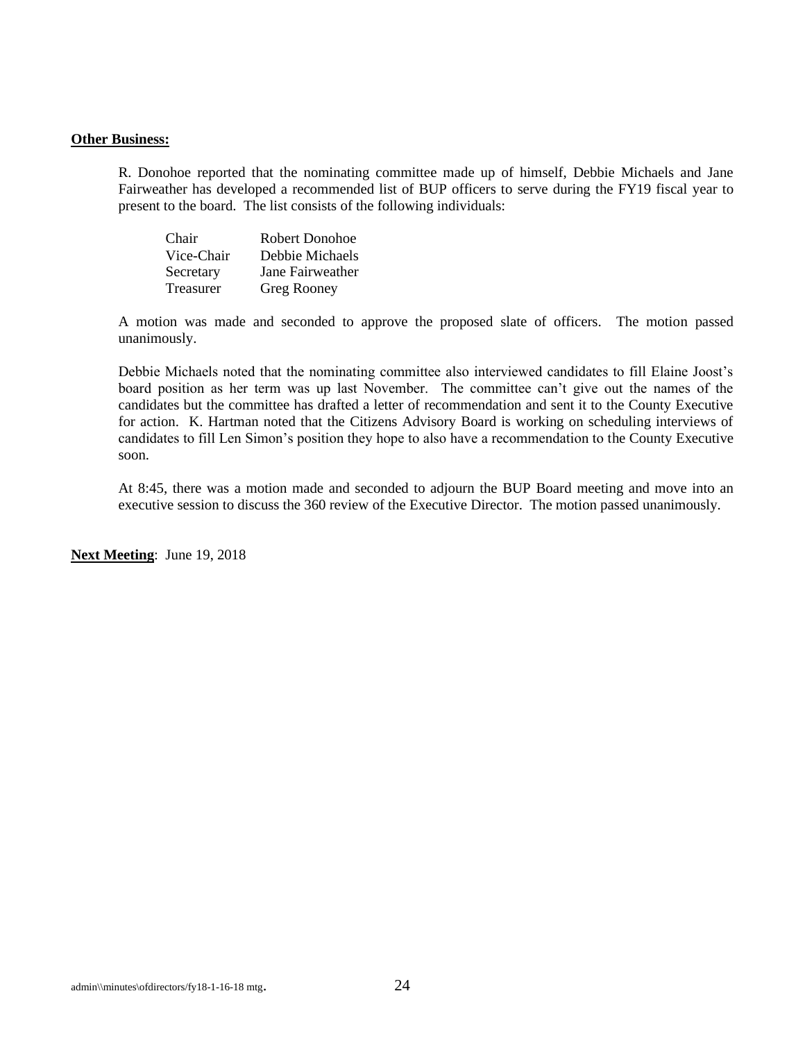**Other Business:**

R. Donohoe reported that the nominating committee made up of himself, Debbie Michaels and Jane Fairweather has developed a recommended list of BUP officers to serve during the FY19 fiscal year to present to the board. The list consists of the following individuals:

| | |
|---|---|
| Chair | Robert Donohoe |
| Vice-Chair | Debbie Michaels |
| Secretary | Jane Fairweather |
| Treasurer | Greg Rooney |

A motion was made and seconded to approve the proposed slate of officers. The motion passed unanimously.

Debbie Michaels noted that the nominating committee also interviewed candidates to fill Elaine Joost's board position as her term was up last November. The committee can't give out the names of the candidates but the committee has drafted a letter of recommendation and sent it to the County Executive for action. K. Hartman noted that the Citizens Advisory Board is working on scheduling interviews of candidates to fill Len Simon's position they hope to also have a recommendation to the County Executive soon.

At 8:45, there was a motion made and seconded to adjourn the BUP Board meeting and move into an executive session to discuss the 360 review of the Executive Director. The motion passed unanimously.

**Next Meeting**: June 19, 2018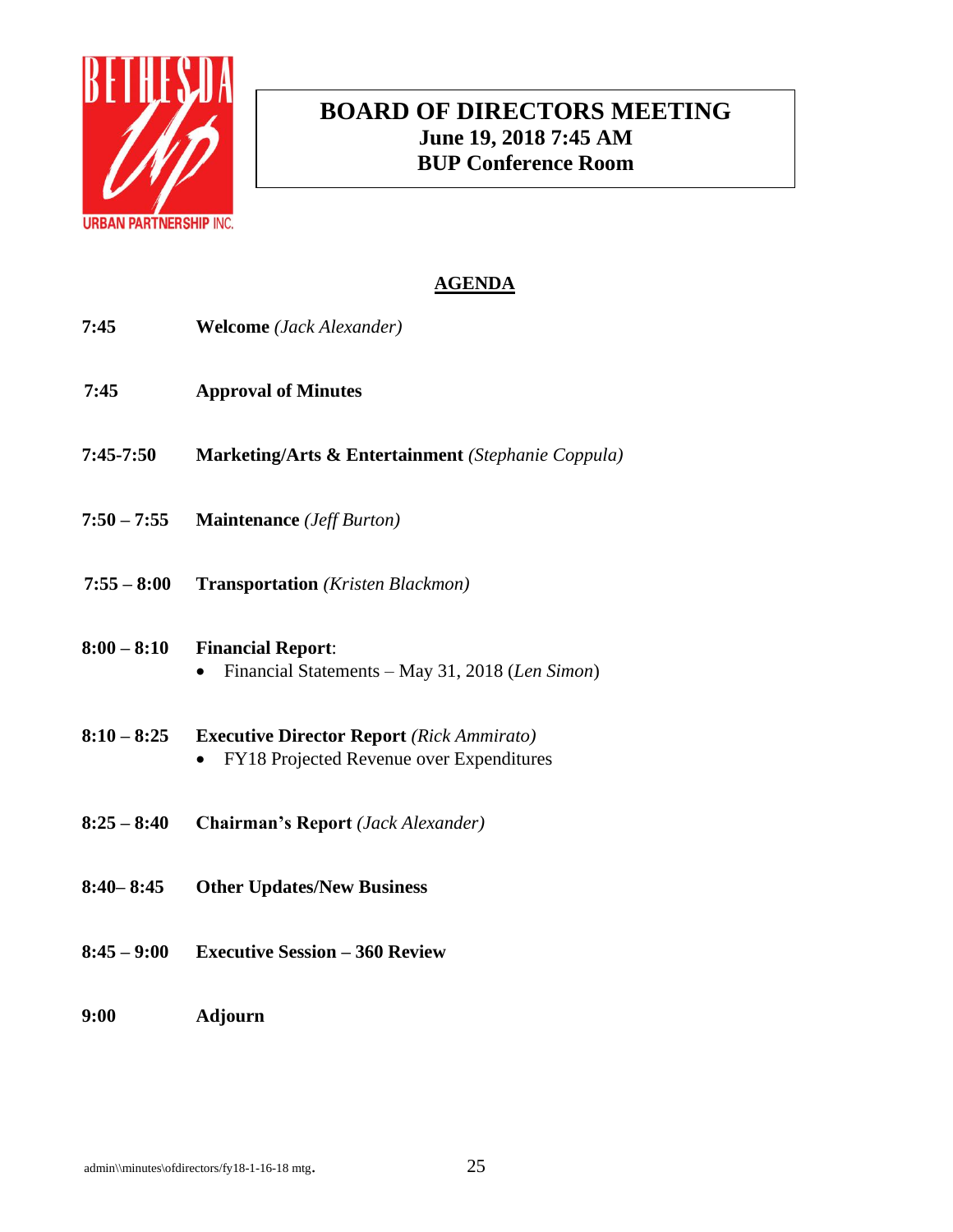BETHESDA Up URBAN PARTNERSHIP INC.

# BOARD OF DIRECTORS MEETING
**June 19, 2018 7:45 AM**
**BUP Conference Room**

## AGENDA

| | |
|---|---|
| **7:45** | **Welcome** *(Jack Alexander)* |
| **7:45** | **Approval of Minutes** |
| **7:45-7:50** | **Marketing/Arts & Entertainment** *(Stephanie Coppula)* |
| **7:50 – 7:55** | **Maintenance** *(Jeff Burton)* |
| **7:55 – 8:00** | **Transportation** *(Kristen Blackmon)* |
| **8:00 – 8:10** | **Financial Report**: <br>• Financial Statements – May 31, 2018 (*Len Simon*) |
| **8:10 – 8:25** | **Executive Director Report** *(Rick Ammirato)* <br>• FY18 Projected Revenue over Expenditures |
| **8:25 – 8:40** | **Chairman's Report** *(Jack Alexander)* |
| **8:40– 8:45** | **Other Updates/New Business** |
| **8:45 – 9:00** | **Executive Session – 360 Review** |
| **9:00** | **Adjourn** |

admin\\minutes\ofdirectors/fy18-1-16-18 mtg.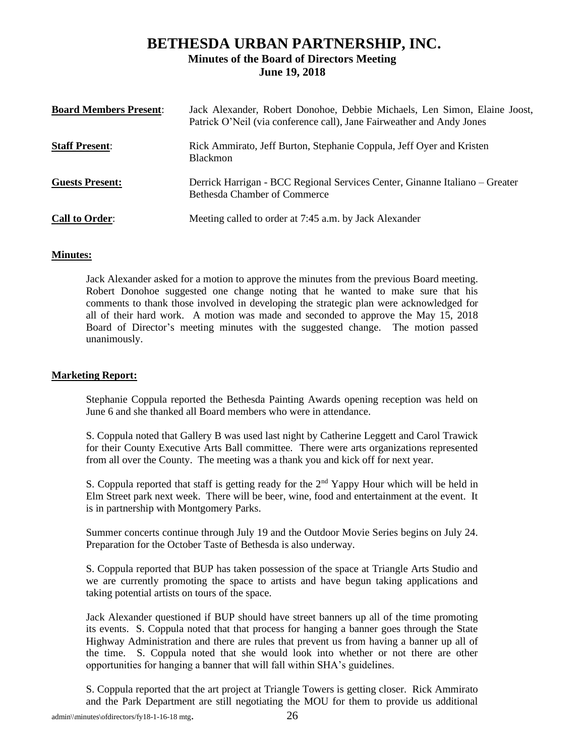# BETHESDA URBAN PARTNERSHIP, INC.

### Minutes of the Board of Directors Meeting

### June 19, 2018

| | |
|---|---|
| **Board Members Present**: | Jack Alexander, Robert Donohoe, Debbie Michaels, Len Simon, Elaine Joost, Patrick O'Neil (via conference call), Jane Fairweather and Andy Jones |
| **Staff Present**: | Rick Ammirato, Jeff Burton, Stephanie Coppula, Jeff Oyer and Kristen Blackmon |
| **Guests Present:** | Derrick Harrigan - BCC Regional Services Center, Ginanne Italiano – Greater Bethesda Chamber of Commerce |
| **Call to Order**: | Meeting called to order at 7:45 a.m. by Jack Alexander |

**Minutes:**

Jack Alexander asked for a motion to approve the minutes from the previous Board meeting. Robert Donohoe suggested one change noting that he wanted to make sure that his comments to thank those involved in developing the strategic plan were acknowledged for all of their hard work. A motion was made and seconded to approve the May 15, 2018 Board of Director's meeting minutes with the suggested change. The motion passed unanimously.

**Marketing Report:**

Stephanie Coppula reported the Bethesda Painting Awards opening reception was held on June 6 and she thanked all Board members who were in attendance.

S. Coppula noted that Gallery B was used last night by Catherine Leggett and Carol Trawick for their County Executive Arts Ball committee. There were arts organizations represented from all over the County. The meeting was a thank you and kick off for next year.

S. Coppula reported that staff is getting ready for the 2nd Yappy Hour which will be held in Elm Street park next week. There will be beer, wine, food and entertainment at the event. It is in partnership with Montgomery Parks.

Summer concerts continue through July 19 and the Outdoor Movie Series begins on July 24. Preparation for the October Taste of Bethesda is also underway.

S. Coppula reported that BUP has taken possession of the space at Triangle Arts Studio and we are currently promoting the space to artists and have begun taking applications and taking potential artists on tours of the space.

Jack Alexander questioned if BUP should have street banners up all of the time promoting its events. S. Coppula noted that that process for hanging a banner goes through the State Highway Administration and there are rules that prevent us from having a banner up all of the time. S. Coppula noted that she would look into whether or not there are other opportunities for hanging a banner that will fall within SHA's guidelines.

S. Coppula reported that the art project at Triangle Towers is getting closer. Rick Ammirato and the Park Department are still negotiating the MOU for them to provide us additional

admin\\minutes\ofdirectors/fy18-1-16-18 mtg.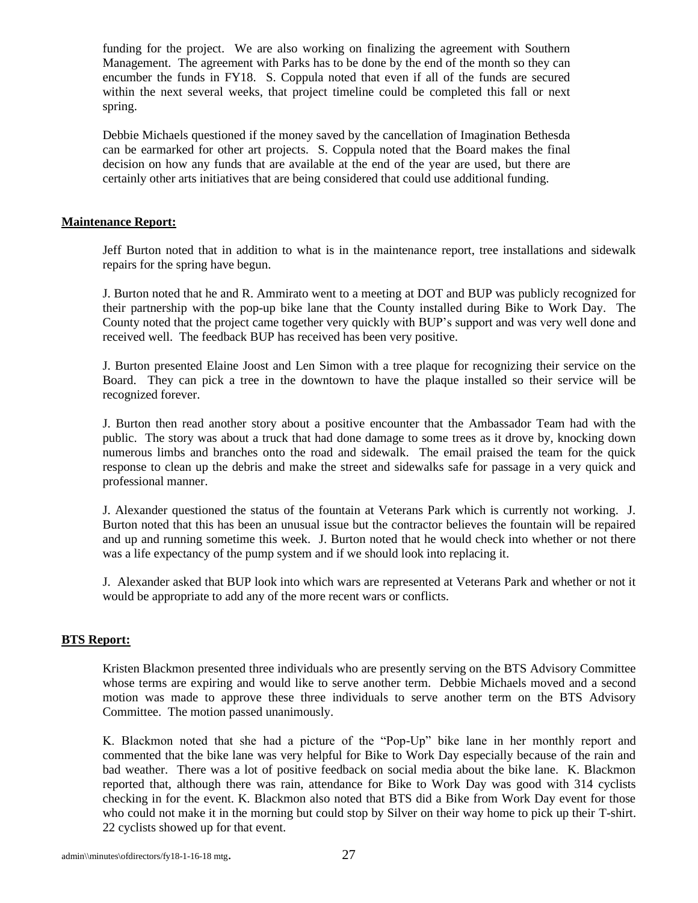funding for the project. We are also working on finalizing the agreement with Southern Management. The agreement with Parks has to be done by the end of the month so they can encumber the funds in FY18. S. Coppula noted that even if all of the funds are secured within the next several weeks, that project timeline could be completed this fall or next spring.

Debbie Michaels questioned if the money saved by the cancellation of Imagination Bethesda can be earmarked for other art projects. S. Coppula noted that the Board makes the final decision on how any funds that are available at the end of the year are used, but there are certainly other arts initiatives that are being considered that could use additional funding.

**Maintenance Report:**

Jeff Burton noted that in addition to what is in the maintenance report, tree installations and sidewalk repairs for the spring have begun.

J. Burton noted that he and R. Ammirato went to a meeting at DOT and BUP was publicly recognized for their partnership with the pop-up bike lane that the County installed during Bike to Work Day. The County noted that the project came together very quickly with BUP's support and was very well done and received well. The feedback BUP has received has been very positive.

J. Burton presented Elaine Joost and Len Simon with a tree plaque for recognizing their service on the Board. They can pick a tree in the downtown to have the plaque installed so their service will be recognized forever.

J. Burton then read another story about a positive encounter that the Ambassador Team had with the public. The story was about a truck that had done damage to some trees as it drove by, knocking down numerous limbs and branches onto the road and sidewalk. The email praised the team for the quick response to clean up the debris and make the street and sidewalks safe for passage in a very quick and professional manner.

J. Alexander questioned the status of the fountain at Veterans Park which is currently not working. J. Burton noted that this has been an unusual issue but the contractor believes the fountain will be repaired and up and running sometime this week. J. Burton noted that he would check into whether or not there was a life expectancy of the pump system and if we should look into replacing it.

J. Alexander asked that BUP look into which wars are represented at Veterans Park and whether or not it would be appropriate to add any of the more recent wars or conflicts.

**BTS Report:**

Kristen Blackmon presented three individuals who are presently serving on the BTS Advisory Committee whose terms are expiring and would like to serve another term. Debbie Michaels moved and a second motion was made to approve these three individuals to serve another term on the BTS Advisory Committee. The motion passed unanimously.

K. Blackmon noted that she had a picture of the "Pop-Up" bike lane in her monthly report and commented that the bike lane was very helpful for Bike to Work Day especially because of the rain and bad weather. There was a lot of positive feedback on social media about the bike lane. K. Blackmon reported that, although there was rain, attendance for Bike to Work Day was good with 314 cyclists checking in for the event. K. Blackmon also noted that BTS did a Bike from Work Day event for those who could not make it in the morning but could stop by Silver on their way home to pick up their T-shirt. 22 cyclists showed up for that event.

admin\\minutes\ofdirectors/fy18-1-16-18 mtg.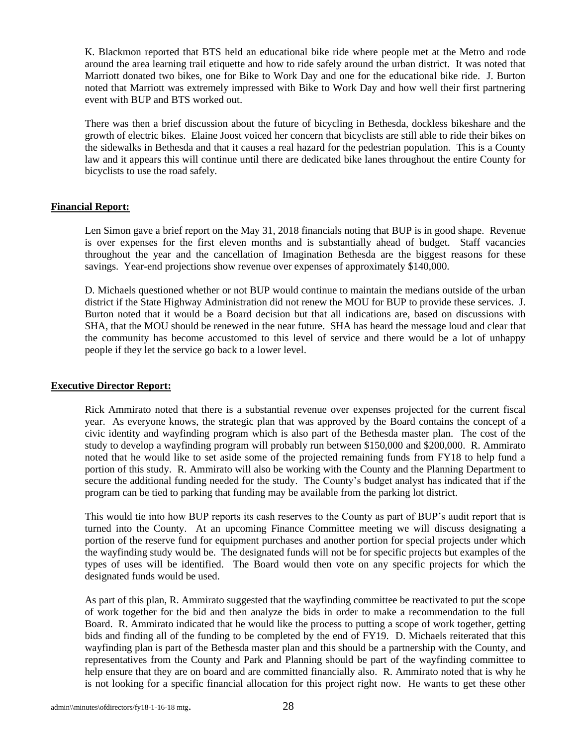K. Blackmon reported that BTS held an educational bike ride where people met at the Metro and rode around the area learning trail etiquette and how to ride safely around the urban district. It was noted that Marriott donated two bikes, one for Bike to Work Day and one for the educational bike ride. J. Burton noted that Marriott was extremely impressed with Bike to Work Day and how well their first partnering event with BUP and BTS worked out.

There was then a brief discussion about the future of bicycling in Bethesda, dockless bikeshare and the growth of electric bikes. Elaine Joost voiced her concern that bicyclists are still able to ride their bikes on the sidewalks in Bethesda and that it causes a real hazard for the pedestrian population. This is a County law and it appears this will continue until there are dedicated bike lanes throughout the entire County for bicyclists to use the road safely.

**Financial Report:**

Len Simon gave a brief report on the May 31, 2018 financials noting that BUP is in good shape. Revenue is over expenses for the first eleven months and is substantially ahead of budget. Staff vacancies throughout the year and the cancellation of Imagination Bethesda are the biggest reasons for these savings. Year-end projections show revenue over expenses of approximately $140,000.

D. Michaels questioned whether or not BUP would continue to maintain the medians outside of the urban district if the State Highway Administration did not renew the MOU for BUP to provide these services. J. Burton noted that it would be a Board decision but that all indications are, based on discussions with SHA, that the MOU should be renewed in the near future. SHA has heard the message loud and clear that the community has become accustomed to this level of service and there would be a lot of unhappy people if they let the service go back to a lower level.

**Executive Director Report:**

Rick Ammirato noted that there is a substantial revenue over expenses projected for the current fiscal year. As everyone knows, the strategic plan that was approved by the Board contains the concept of a civic identity and wayfinding program which is also part of the Bethesda master plan. The cost of the study to develop a wayfinding program will probably run between $150,000 and $200,000. R. Ammirato noted that he would like to set aside some of the projected remaining funds from FY18 to help fund a portion of this study. R. Ammirato will also be working with the County and the Planning Department to secure the additional funding needed for the study. The County's budget analyst has indicated that if the program can be tied to parking that funding may be available from the parking lot district.

This would tie into how BUP reports its cash reserves to the County as part of BUP's audit report that is turned into the County. At an upcoming Finance Committee meeting we will discuss designating a portion of the reserve fund for equipment purchases and another portion for special projects under which the wayfinding study would be. The designated funds will not be for specific projects but examples of the types of uses will be identified. The Board would then vote on any specific projects for which the designated funds would be used.

As part of this plan, R. Ammirato suggested that the wayfinding committee be reactivated to put the scope of work together for the bid and then analyze the bids in order to make a recommendation to the full Board. R. Ammirato indicated that he would like the process to putting a scope of work together, getting bids and finding all of the funding to be completed by the end of FY19. D. Michaels reiterated that this wayfinding plan is part of the Bethesda master plan and this should be a partnership with the County, and representatives from the County and Park and Planning should be part of the wayfinding committee to help ensure that they are on board and are committed financially also. R. Ammirato noted that is why he is not looking for a specific financial allocation for this project right now. He wants to get these other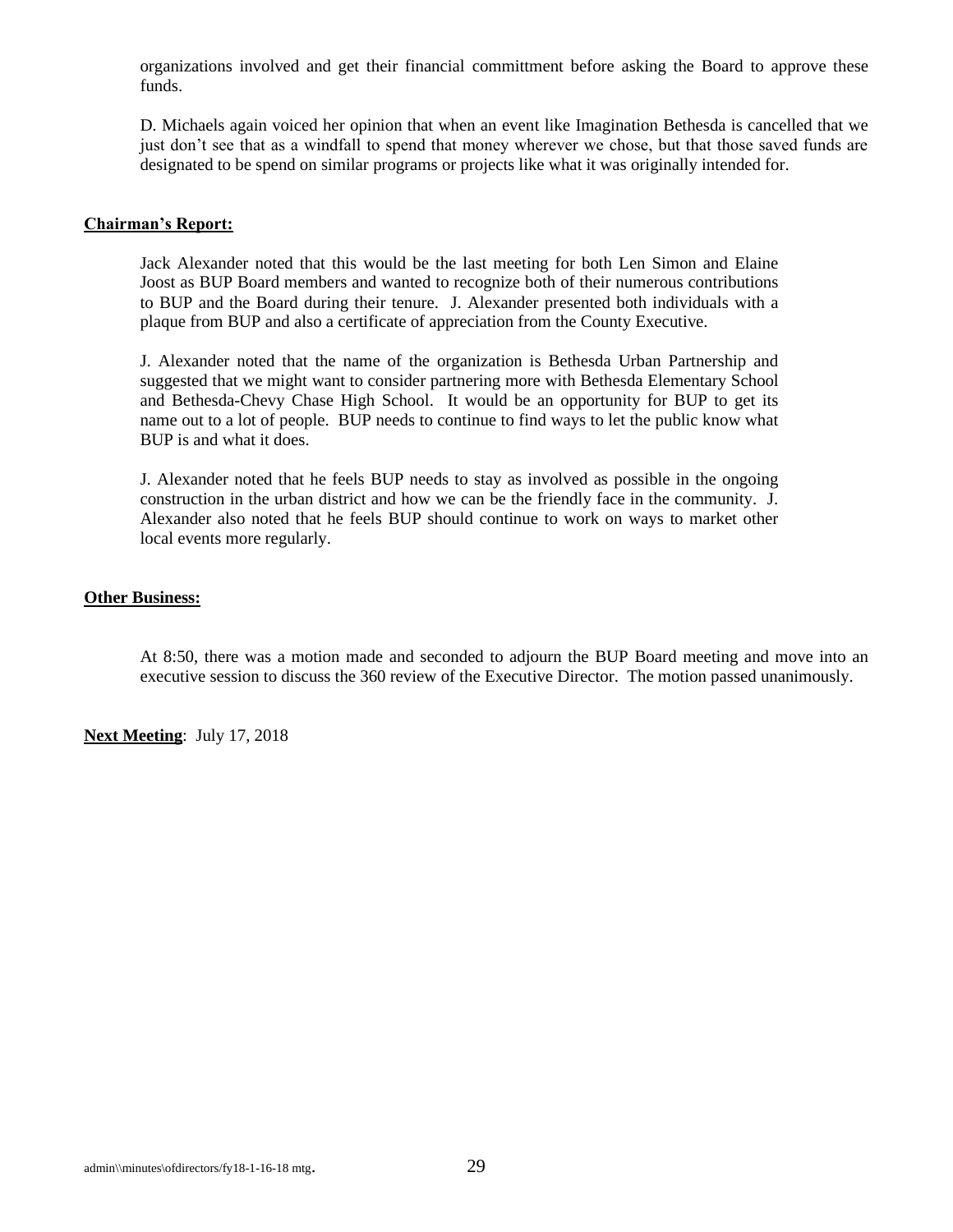organizations involved and get their financial committment before asking the Board to approve these funds.

D. Michaels again voiced her opinion that when an event like Imagination Bethesda is cancelled that we just don't see that as a windfall to spend that money wherever we chose, but that those saved funds are designated to be spend on similar programs or projects like what it was originally intended for.

**Chairman's Report:**

Jack Alexander noted that this would be the last meeting for both Len Simon and Elaine Joost as BUP Board members and wanted to recognize both of their numerous contributions to BUP and the Board during their tenure. J. Alexander presented both individuals with a plaque from BUP and also a certificate of appreciation from the County Executive.

J. Alexander noted that the name of the organization is Bethesda Urban Partnership and suggested that we might want to consider partnering more with Bethesda Elementary School and Bethesda-Chevy Chase High School. It would be an opportunity for BUP to get its name out to a lot of people. BUP needs to continue to find ways to let the public know what BUP is and what it does.

J. Alexander noted that he feels BUP needs to stay as involved as possible in the ongoing construction in the urban district and how we can be the friendly face in the community. J. Alexander also noted that he feels BUP should continue to work on ways to market other local events more regularly.

**Other Business:**

At 8:50, there was a motion made and seconded to adjourn the BUP Board meeting and move into an executive session to discuss the 360 review of the Executive Director. The motion passed unanimously.

**Next Meeting**: July 17, 2018

admin\\minutes\ofdirectors/fy18-1-16-18 mtg.